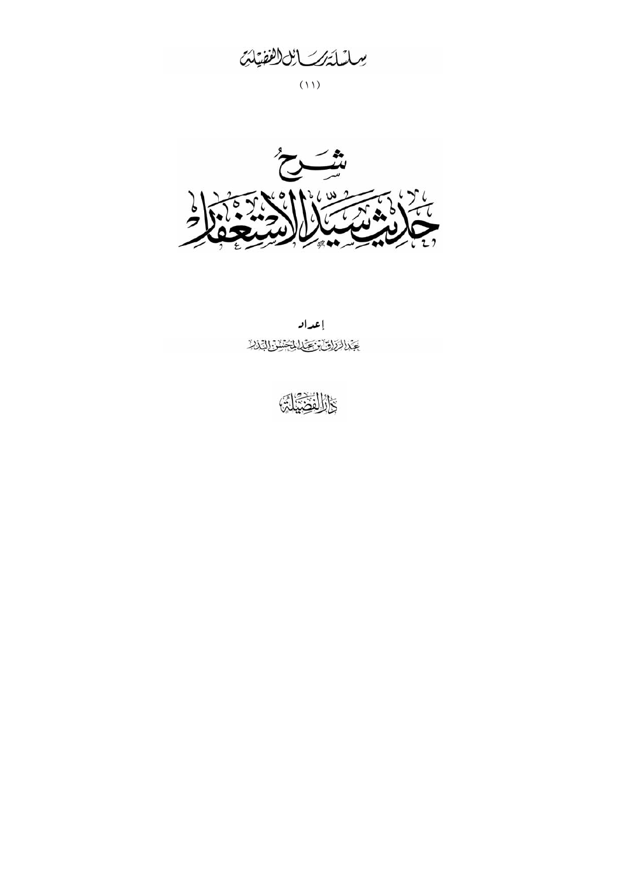سلسلة رسائل الفضيلة

(١١)

# شرح حديث سيد الاستغفار

إعداد

عبد الرزاق بن عبد المحسن البدر

دار الفضيلة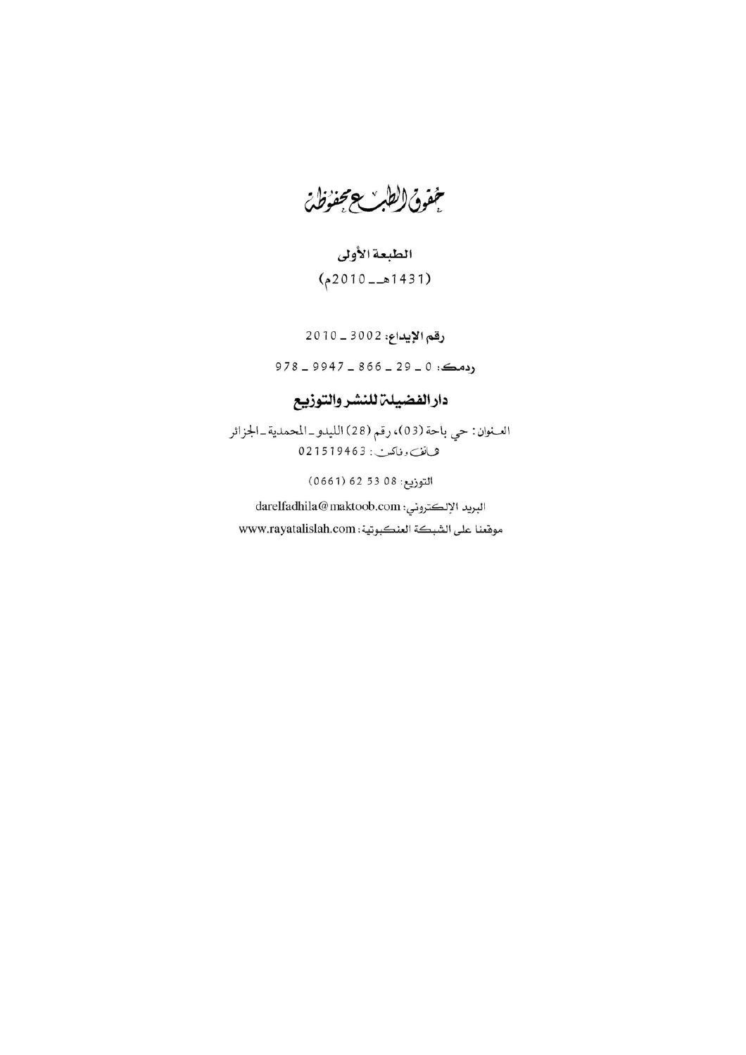# حقوق الطبع محفوظة

**الطبعة الأولى**

**(1431هـ ـ 2010م)**

**رقم الإيداع:** 3002 ـ 2010

**ردمك:** 0 ـ 29 ـ 866 ـ 9947 ـ 978

## دار الفضيلة للنشر والتوزيع

العنوان: حي باحة (03)، رقم (28) الليدو ـ المحمدية ـ الجزائر

هاتف وفاكس: 021519463

التوزيع: 08 53 62 (0661)

البريد الإلكتروني: darelfadhila@maktoob.com

موقعنا على الشبكة العنكبوتية: www.rayatalislah.com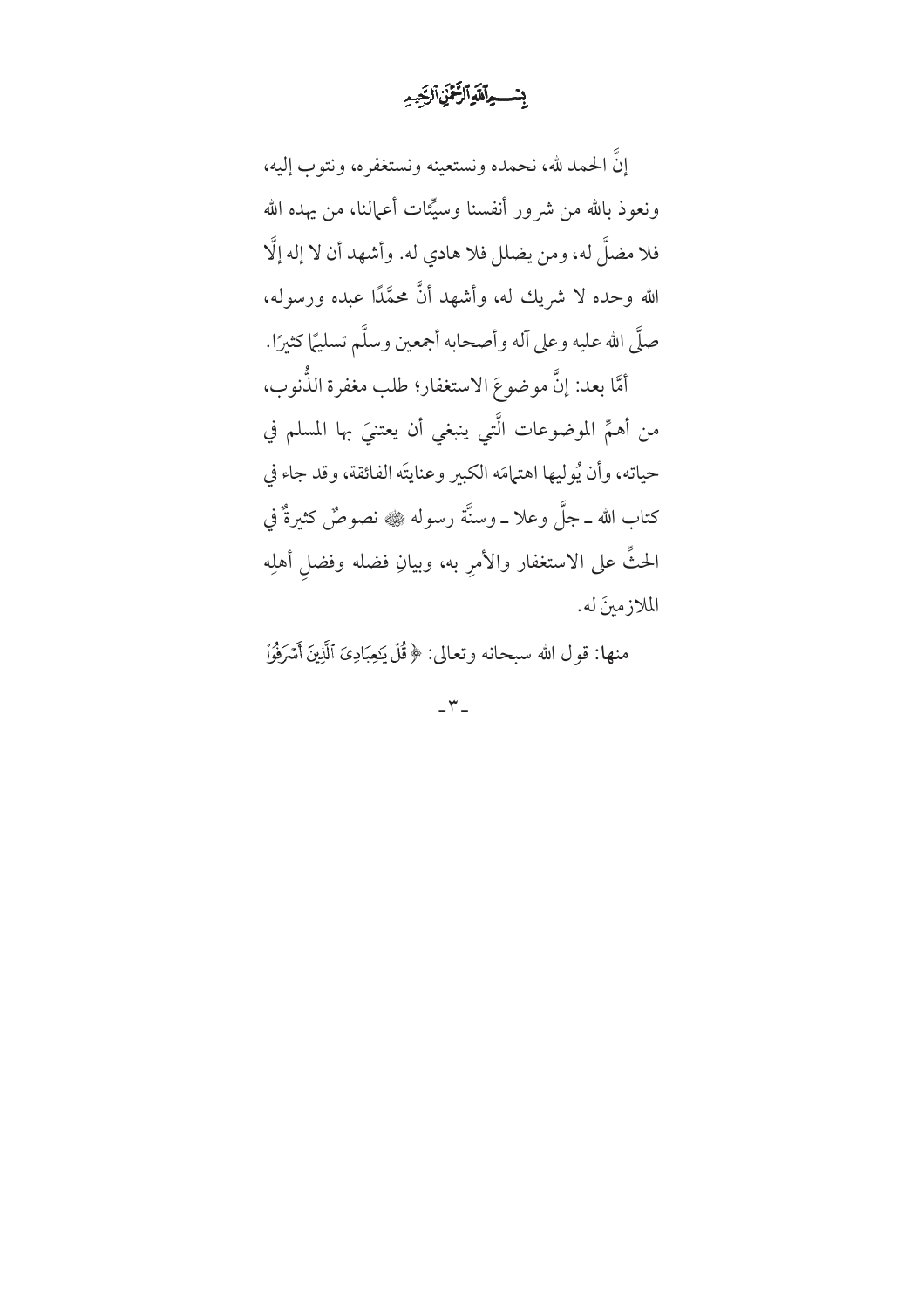بِسْمِ اللَّهِ الرَّحْمَٰنِ الرَّحِيمِ

إنَّ الحمد لله، نحمده ونستعينه ونستغفره، ونتوب إليه، ونعوذ بالله من شرور أنفسنا وسيِّئات أعمالنا، من يهده الله فلا مضلَّ له، ومن يضلل فلا هادي له. وأشهد أن لا إله إلَّا الله وحده لا شريك له، وأشهد أنَّ محمَّدًا عبده ورسوله، صلَّى الله عليه وعلى آله وأصحابه أجمعين وسلَّم تسليمًا كثيرًا.

أمَّا بعد: إنَّ موضوعَ الاستغفار؛ طلب مغفرة الذُّنوب، من أهمِّ الموضوعات الَّتي ينبغي أن يعتنيَ بها المسلم في حياته، وأن يُوليها اهتمامَه الكبير وعنايتَه الفائقة، وقد جاء في كتاب الله ـ جلَّ وعلا ـ وسنَّة رسوله ﷺ نصوصٌ كثيرةٌ في الحثِّ على الاستغفار والأمرِ به، وبيانِ فضله وفضلِ أهلِه الملازمينَ له.

**منها**: قول الله سبحانه وتعالى: ﴿قُلْ يَٰعِبَادِيَ ٱلَّذِينَ أَسْرَفُوا۟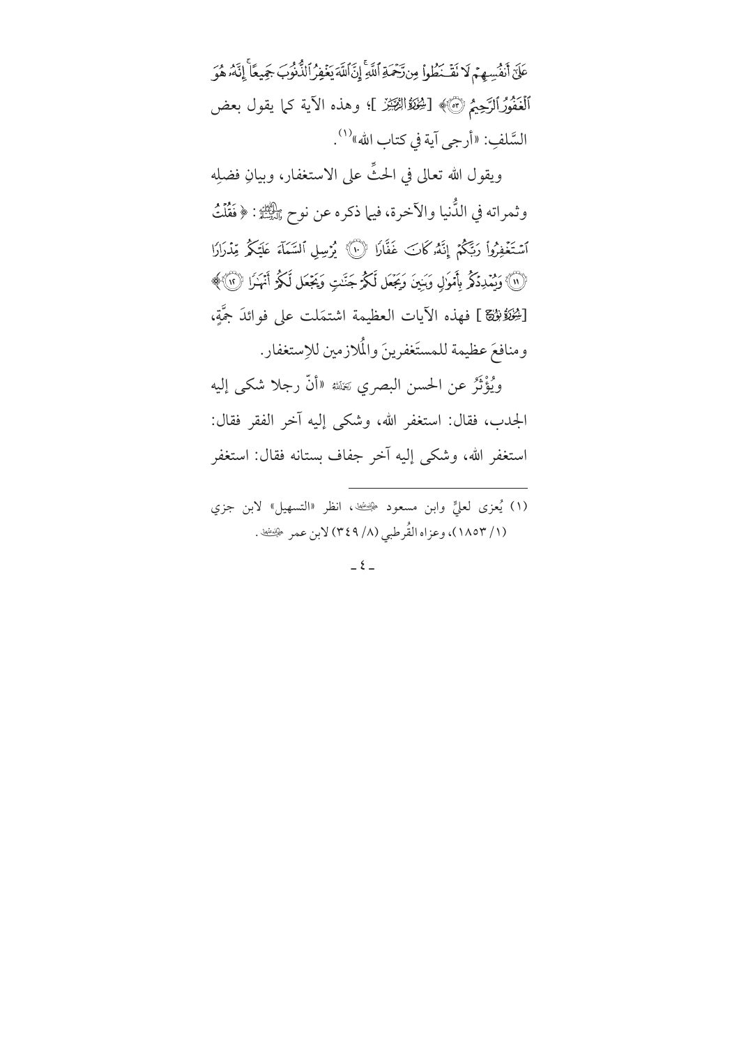عَلَىٰٓ أَنفُسِهِمۡ لَا تَقۡنَطُواْ مِن رَّحۡمَةِ ٱللَّهِۚ إِنَّ ٱللَّهَ يَغۡفِرُ ٱلذُّنُوبَ جَمِيعًاۚ إِنَّهُۥ هُوَ ٱلۡغَفُورُ ٱلرَّحِيمُ ﴿٥٣﴾﴾ [سُورَةُ الزُّمَرِ]؛ وهذه الآية كما يقول بعض السَّلفِ: «أرجى آية في كتاب الله»[1].

ويقول الله تعالى في الحثِّ على الاستغفار، وبيانِ فضلِه وثمراته في الدُّنيا والآخرة، فيما ذكره عن نوح ﷺ: ﴿فَقُلۡتُ ٱسۡتَغۡفِرُواْ رَبَّكُمۡ إِنَّهُۥ كَانَ غَفَّارًا ﴿١٠﴾ يُرۡسِلِ ٱلسَّمَآءَ عَلَيۡكُم مِّدۡرَارًا ﴿١١﴾ وَيُمۡدِدۡكُم بِأَمۡوَٰلٍ وَبَنِينَ وَيَجۡعَل لَّكُمۡ جَنَّٰتٍ وَيَجۡعَل لَّكُمۡ أَنۡهَٰرًا ﴿١٢﴾﴾ [سُورَةُ نُوحٍ] فهذه الآيات العظيمة اشتمَلت على فوائدَ جمَّةٍ، ومنافعَ عظيمة للمستَغفرينَ والمُلازمين للاِستغفار.

ويُؤْثَرُ عن الحسن البصري رَحِمَهُ ٱللَّهُ «أنَّ رجلا شكى إليه الجدب، فقال: استغفر الله، وشكى إليه آخر الفقر فقال: استغفر الله، وشكى إليه آخر جفاف بستانه فقال: استغفر

---

(١) يُعزى لعليٍّ وابن مسعود رضي الله عنهما، انظر «التسهيل» لابن جزي (١/ ١٨٥٣)، وعزاه القُرطبي (٨/ ٣٤٩) لابن عمر رضي الله عنهما.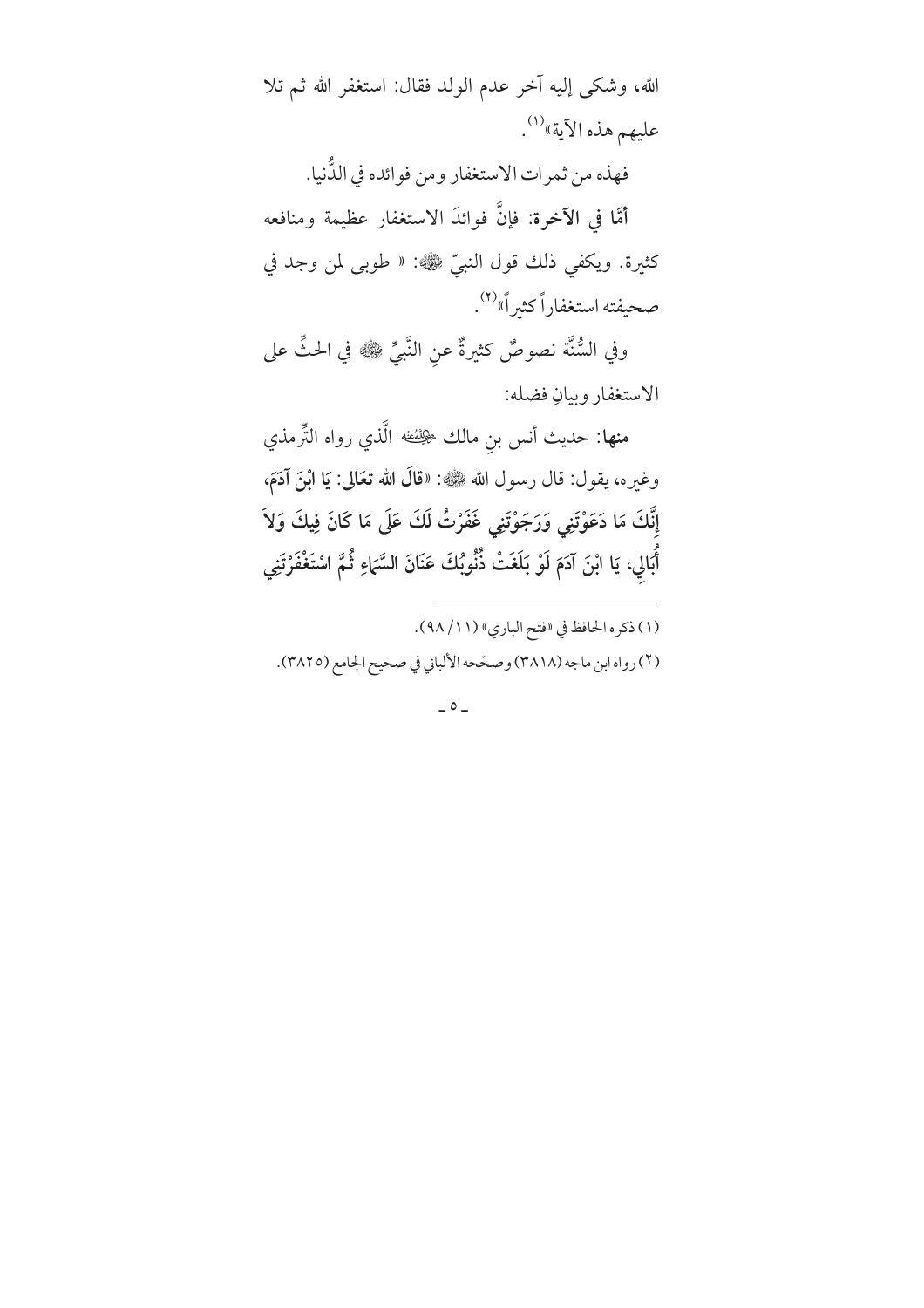الله، وشكى إليه آخر عدم الولد فقال: استغفر الله ثم تلا عليهم هذه الآية»[1].

فهذه من ثمرات الاستغفار ومن فوائده في الدُّنيا.

**أمَّا في الآخرة:** فإنَّ فوائدَ الاستغفار عظيمة ومنافعه كثيرة. ويكفي ذلك قول النبيّ ﷺ: « طوبى لمن وجد في صحيفته استغفاراً كثيراً»[2].

وفي السُّنَّة نصوصٌ كثيرةٌ عنِ النَّبيِّ ﷺ في الحثِّ على الاستغفار وبيانِ فضله:

**منها:** حديث أنس بنِ مالك رضي الله عنه الَّذي رواه التِّرمذي وغيره، يقول: قال رسول الله ﷺ: «**قالَ الله تعَالى: يَا ابْنَ آدَمَ، إِنَّكَ مَا دَعَوْتَنِي وَرَجَوْتَنِي غَفَرْتُ لَكَ عَلَى مَا كَانَ فِيكَ وَلاَ أُبَالِي، يَا ابْنَ آدَمَ لَوْ بَلَغَتْ ذُنُوبُكَ عَنَانَ السَّمَاءِ ثُمَّ اسْتَغْفَرْتَنِي**

---

(١) ذكره الحافظ في «فتح الباري» (١١/ ٩٨).

(٢) رواه ابن ماجه (٣٨١٨) وصحّحه الألباني في صحيح الجامع (٣٨٢٥).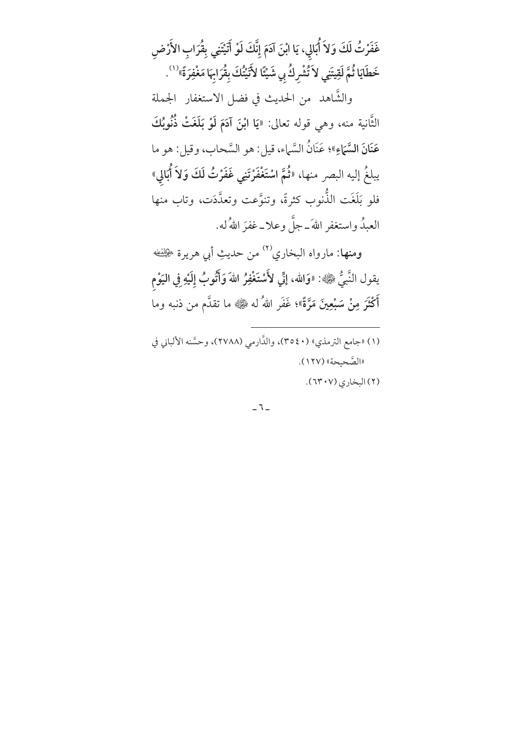**غَفَرْتُ لَكَ وَلاَ أُبَالِي، يَا ابْنَ آدَمَ إِنَّكَ لَوْ أَتَيْتَنِي بِقُرَابِ الأَرْضِ خَطَايَا ثُمَّ لَقِيتَنِي لاَ تُشْرِكُ بِي شَيْئًا لأَتَيْتُكَ بِقُرَابِهَا مَغْفِرَةً»**[1].

والشَّاهد من الحديث في فضل الاستغفار الجملة الثَّانية منه، وهي قوله تعالى: «**يَا ابْنَ آدَمَ لَوْ بَلَغَتْ ذُنُوبُكَ عَنَانَ السَّمَاءِ**»؛ عَنَانُ السَّماء، قيل: هو السَّحاب، وقيل: هو ما يبلغُ إليه البصر منها، «**ثُمَّ اسْتَغْفَرْتَنِي غَفَرْتُ لَكَ وَلاَ أُبَالِي**» فلو بَلَغَت الذُّنوب كثرةً، وتنوَّعت وتعدَّدَت، وتاب منها العبدُ واستغفر اللهَ ـ جلَّ وعلا ـ غفرَ اللهُ له.

**ومنها**: مارواه البخاري[2] من حديثِ أبي هريرة ﵁ يقول النَّبيُّ ﷺ: «**وَاللهِ، إِنِّي لأَسْتَغْفِرُ اللهَ وَأَتُوبُ إِلَيْهِ فِي اليَوْمِ أَكْثَرَ مِنْ سَبْعِينَ مَرَّةً**»؛ غَفَرَ اللهُ له ﷺ ما تقدَّم من ذنبه وما

---

(١) «جامع الترمذي» (٣٥٤٠)، والدَّارمي (٢٧٨٨)، وحسَّنه الألباني في «الصَّحيحة» (١٢٧).

(٢) البخاري (٦٣٠٧).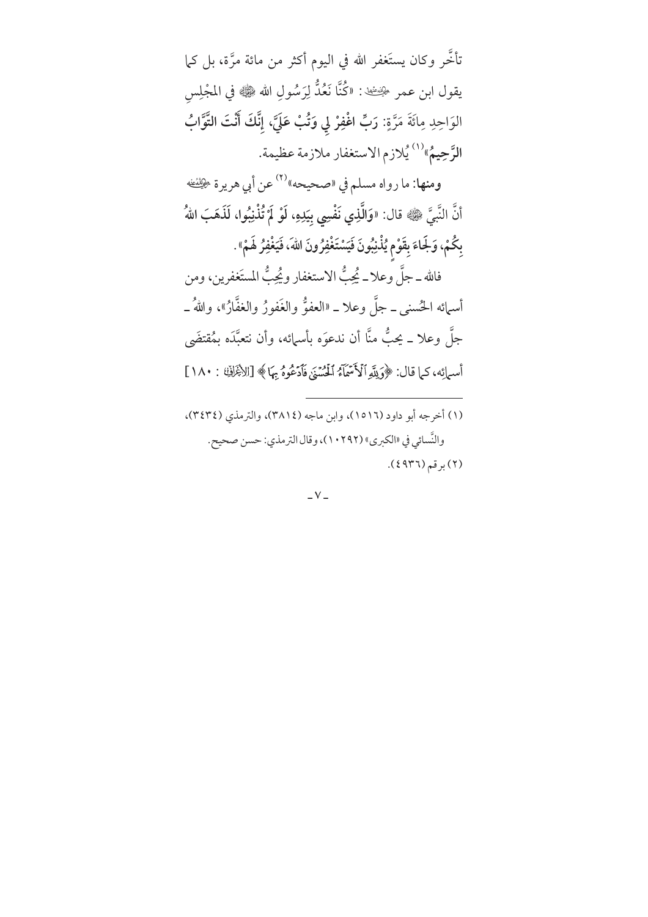تأخَّر وكان يستَغفر الله في اليوم أكثر من مائة مرَّة، بل كما يقول ابن عمر رضي الله عنهما: «كُنَّا نَعُدُّ لِرَسُولِ الله ﷺ في المجْلِسِ الوَاحِدِ مِائَةَ مَرَّةٍ: **رَبِّ اغْفِرْ لِي وَتُبْ عَلَيَّ، إِنَّكَ أَنْتَ التَّوَّابُ الرَّحِيمُ**»[1] يُلازم الاستغفار ملازمة عظيمة.

**ومنها**: ما رواه مسلم في «صحيحه»[2] عن أبي هريرة رضي الله عنه أنَّ النَّبيَّ ﷺ قال: «**وَالَّذِي نَفْسِي بِيَدِهِ، لَوْ لَمْ تُذْنِبُوا، لَذَهَبَ اللهُ بِكُمْ، وَلَجَاءَ بِقَوْمٍ يُذْنِبُونَ فَيَسْتَغْفِرُونَ اللهَ، فَيَغْفِرُ لَهُمْ**».

فالله ـ جلَّ وعلا ـ يُحِبُّ الاستغفار ويُحِبُّ المستَغفرين، ومن أسمائه الحُسنى ـ جلَّ وعلا ـ «العفوُّ والغَفورُ والغفَّارُ»، واللهُ ـ جلَّ وعلا ـ يحبُّ منَّا أن ندعوَه بأسمائه، وأن نتعبَّدَه بمُقتضَى أسمائِه، كما قال: ﴿وَلِلَّهِ ٱلْأَسْمَآءُ ٱلْحُسْنَىٰ فَٱدْعُوهُ بِهَا﴾ [الأعراف: ١٨٠]

---

(١) أخرجه أبو داود (١٥١٦)، وابن ماجه (٣٨١٤)، والترمذي (٣٤٣٤)، والنَّسائي في «الكبرى» (١٠٢٩٢)، وقال الترمذي: حسن صحيح.

(٢) برقم (٤٩٣٦).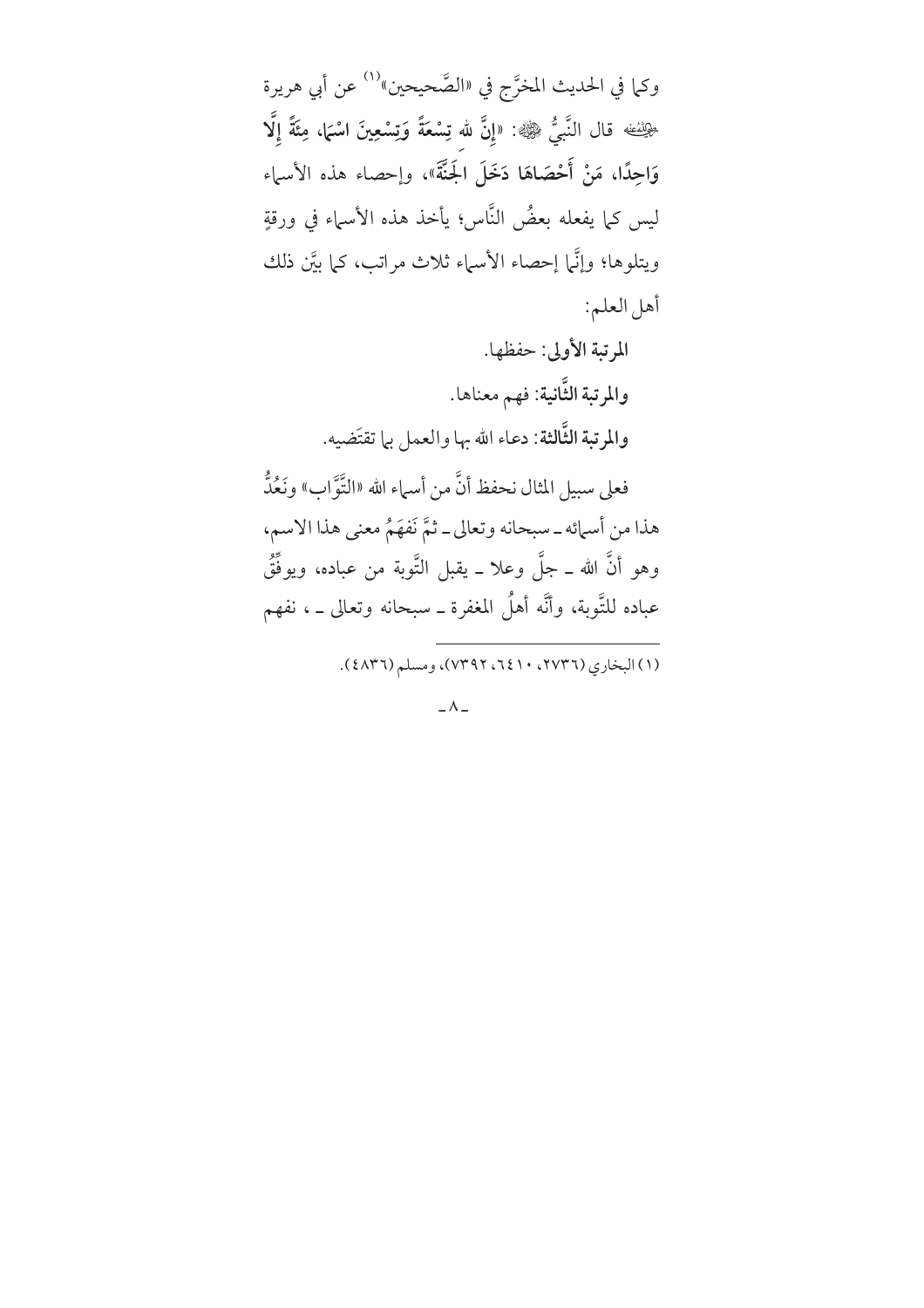وكما في الحديث المخرَّج في «الصَّحيحين»[1] عن أبي هريرة رضي الله عنه قال النَّبيُّ ﷺ: «**إِنَّ للهِ تِسْعَةً وَتِسْعِينَ اسْمًا، مِئَةً إِلَّا وَاحِدًا، مَنْ أَحْصَاهَا دَخَلَ الجَنَّةَ**»، وإحصاء هذه الأسماء ليس كما يفعله بعضُ النَّاس؛ يأخذ هذه الأسماء في ورقةٍ ويتلوها؛ وإنَّما إحصاء الأسماء ثلاث مراتب، كما بيَّن ذلك أهل العلم:

**المرتبة الأولى**: حفظها.

**والمرتبة الثَّانية**: فهم معناها.

**والمرتبة الثَّالثة**: دعاء الله بها والعمل بما تقتَضيه.

فعلى سبيل المثال نحفظ أنَّ من أسماء الله «التَّوَّاب» ونَعُدُّ هذا من أسمائه ـ سبحانه وتعالى ـ ثمَّ نَفهَمُ معنى هذا الاسم، وهو أنَّ الله ـ جلَّ وعلا ـ يقبل التَّوبة من عباده، ويوفِّقُ عباده للتَّوبة، وأنَّه أهلُ المغفرة ـ سبحانه وتعالى ـ ، نفهم

---

(١) البخاري (٢٧٣٦، ٦٤١٠، ٧٣٩٢)، ومسلم (٤٨٣٦).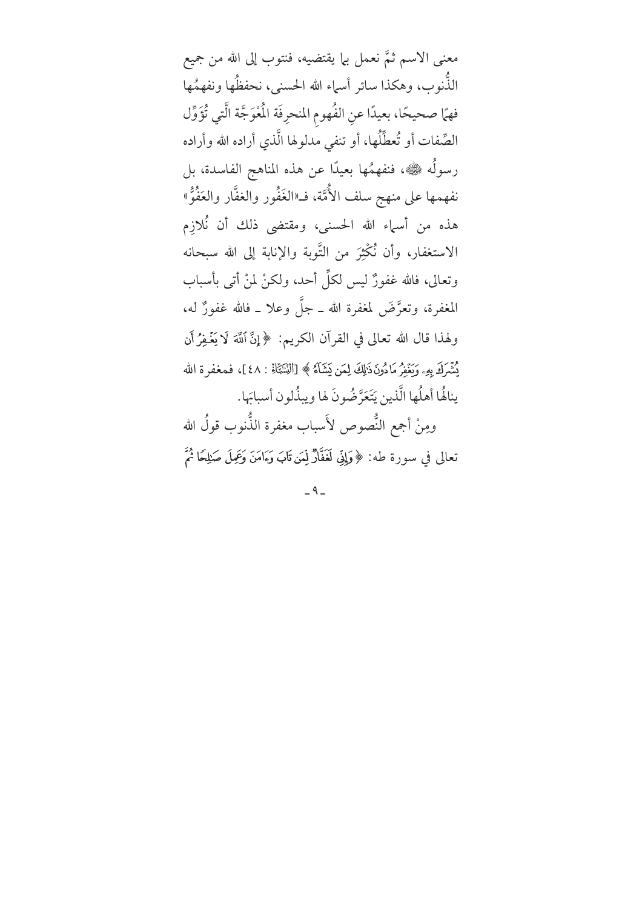معنى الاسم ثمَّ نعمل بما يقتضيه، فنتوب إلى الله من جميع الذُّنوب، وهكذا سائر أسماء الله الحسنى، نحفظُها ونفهمُها فهمًا صحيحًا، بعيدًا عنِ الفُهومِ المنحرِفَة الْمُعْوَجَّة الَّتي تُؤَوِّل الصِّفات أو تُعطِّلُها، أو تنفي مدلولها الَّذي أراده الله وأراده رسولُه ﷺ، فنفهمُها بعيدًا عن هذه المناهج الفاسدة، بل نفهمها على منهج سلف الأُمَّة، فـ«الغَفُور والغفَّار والعَفُوُّ» هذه من أسماء الله الحسنى، ومقتضى ذلك أن نُلازِم الاستغفار، وأن نُكْثِرَ من التَّوبة والإنابة إلى الله سبحانه وتعالى، فالله غفورٌ ليس لكلِّ أحد، ولكنْ لمنْ أتى بأسباب المغفرة، وتعرَّضَ لمغفرة الله ـ جلَّ وعلا ـ فالله غفورٌ له، ولهذا قال الله تعالى في القرآن الكريم: ﴿إِنَّ ٱللَّهَ لَا يَغْفِرُ أَن يُشْرَكَ بِهِۦ وَيَغْفِرُ مَا دُونَ ذَٰلِكَ لِمَن يَشَآءُ﴾ [النِّسَاء: ٤٨]، فمغفرة الله ينالُها أهلُها الَّذين يَتَعَرَّضُونَ لها ويبذُلون أسبابَها.

ومِنْ أجمع النُّصوص لأَسباب مغفرة الذُّنوب قولُ الله تعالى في سورة طه: ﴿وَإِنِّي لَغَفَّارٌ لِّمَن تَابَ وَءَامَنَ وَعَمِلَ صَٰلِحًا ثُمَّ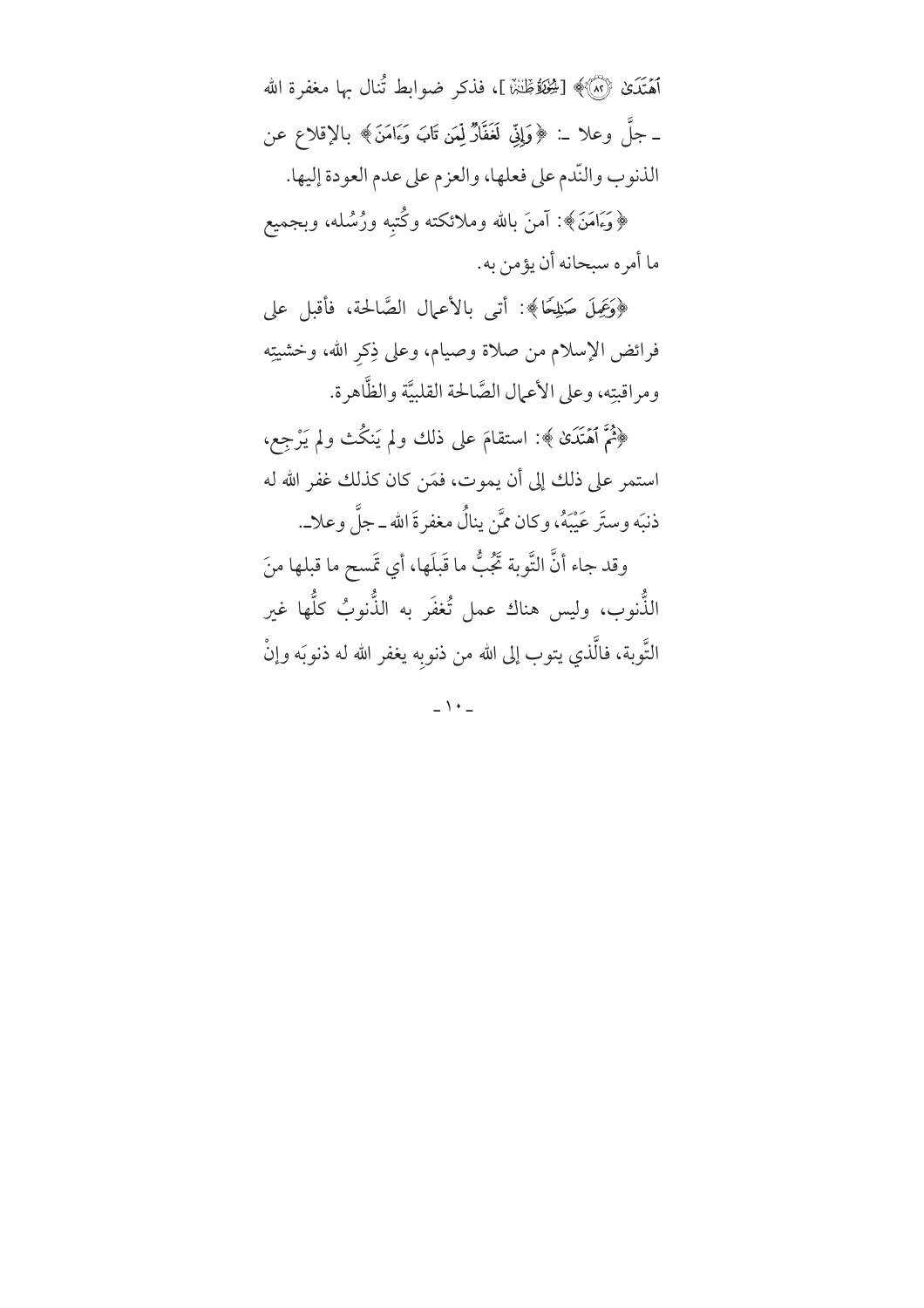ٱهۡتَدَىٰ ﴿٨٢﴾ [سُورَةُ طه]، فذكر ضوابط تُنال بها مغفرة الله ـ جلَّ وعلا ـ: ﴿وَإِنِّي لَغَفَّارٌ لِّمَن تَابَ وَءَامَنَ﴾ بالإقلاع عن الذنوب والنّدم على فعلها، والعزم على عدم العودة إليها.

﴿وَءَامَنَ﴾: آمنَ بالله وملائكته وكُتبِه ورُسُله، وبجميع ما أمره سبحانه أن يؤمن به.

﴿وَعَمِلَ صَٰلِحٗا﴾: أتى بالأعمال الصَّالحة، فأقبل على فرائض الإسلام من صلاة وصيام، وعلى ذِكرِ الله، وخشيتِه ومراقبتِه، وعلى الأعمال الصَّالحة القلبيَّة والظَّاهرة.

﴿ثُمَّ ٱهۡتَدَىٰ﴾: استقامَ على ذلك ولم يَنكُث ولم يَرْجِع، استمر على ذلك إلى أن يموت، فمَن كان كذلك غفر الله له ذنبَه وسترَ عَيْبَهُ، وكان ممَّن ينالُ مغفرةَ الله ـ جلَّ وعلاـ.

وقد جاء أنَّ التَّوبة تَجُبُّ ما قَبلَها، أي تَمسح ما قبلها منَ الذُّنوب، وليس هناك عمل تُغفَر به الذُّنوبُ كلُّها غير التَّوبة، فالَّذي يتوب إلى الله من ذنوبِه يغفر الله له ذنوبَه وإنْ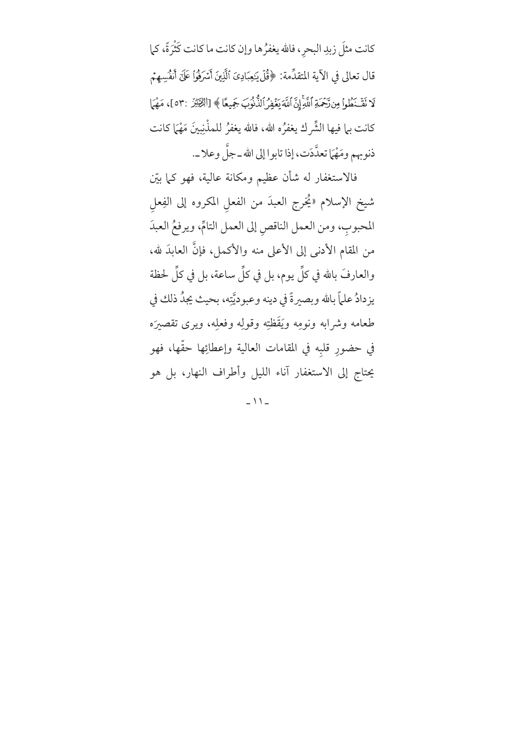كانت مثلَ زبدِ البحرِ، فالله يغفرُها وإن كانت ما كانت كَثْرَةً، كما قال تعالى في الآية المتقدِّمة: ﴿قُلْ يَـٰعِبَادِىَ ٱلَّذِينَ أَسْرَفُواْ عَلَىٰٓ أَنفُسِهِمْ لَا تَقْنَطُواْ مِن رَّحْمَةِ ٱللَّهِ ۚ إِنَّ ٱللَّهَ يَغْفِرُ ٱلذُّنُوبَ جَمِيعًا﴾ [الزُّمَر: ٥٣]، مَهْمَا كانت بما فيها الشِّرك يغفرُه الله، فالله يغفرُ للمذْنِبينَ مَهْمَا كانت ذنوبهم ومَهْمَا تعدَّدَت، إذا تابوا إلى الله ـ جلَّ وعلا ـ.

فالاستغفار له شأن عظيم ومكانة عالية، فهو كما بيّن شيخ الإسلام «يُخرج العبدَ من الفعلِ المكروه إلى الفِعلِ المحبوبِ، ومن العمل الناقصِ إلى العمل التامِّ، ويرفعُ العبدَ من المقام الأدنى إلى الأعلى منه والأكمل، فإنَّ العابدَ لله، والعارفَ بالله في كلِّ يوم، بل في كلِّ ساعة، بل في كلِّ لحظة يزدادُ علماً بالله وبصيرةً في دينه وعبوديَّته، بحيث يجدُ ذلك في طعامه وشرابه ونومِه ويَقَظتِه وقولِه وفعلِه، ويرى تقصيرَه في حضورِ قلبِه في المقامات العالية وإعطائِها حقّها، فهو يحتاج إلى الاستغفار آناء الليل وأطراف النهار، بل هو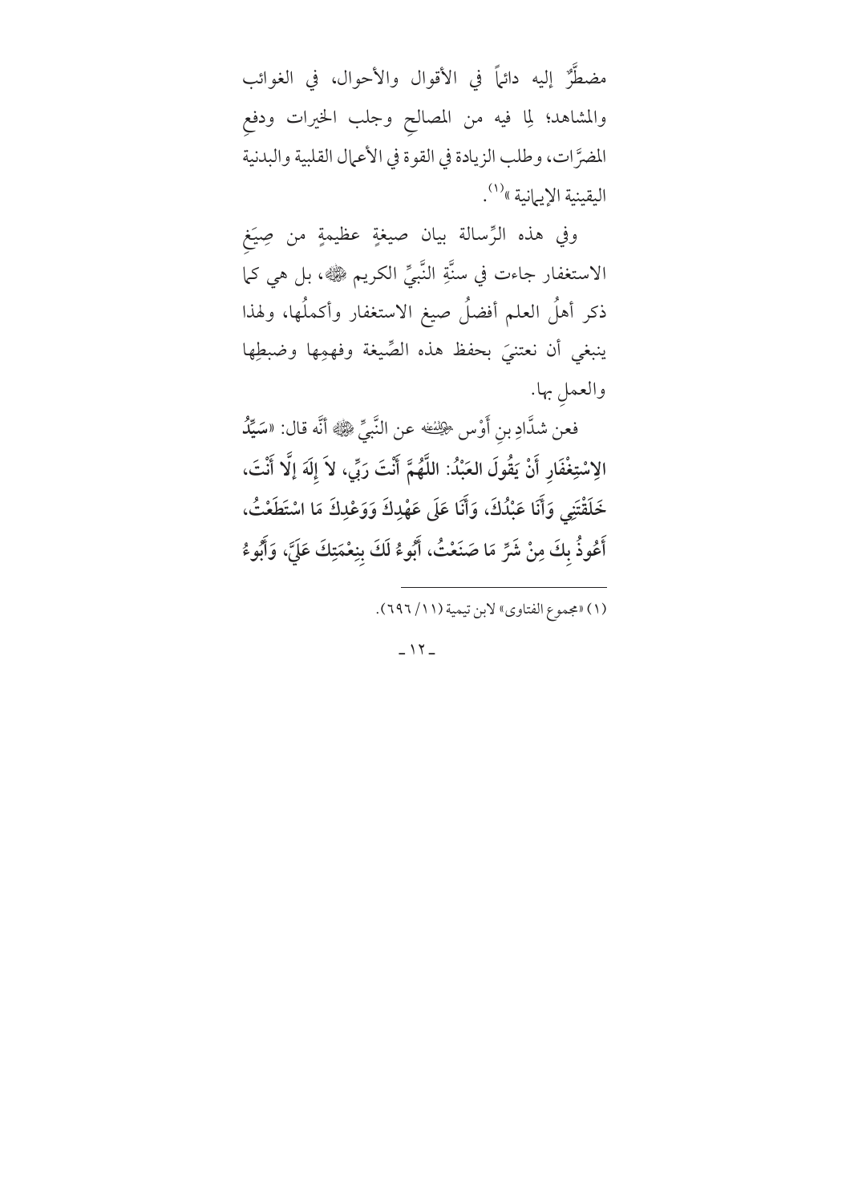مضطَرٌّ إليه دائماً في الأقوال والأحوال، في الغوائب والمشاهد؛ لِما فيه من المصالحِ وجلب الخيرات ودفعِ المضرَّات، وطلب الزيادة في القوة في الأعمال القلبية والبدنية اليقينية الإيمانية»[1].

وفي هذه الرِّسالة بيان صيغةٍ عظيمةٍ من صِيَغِ الاستغفار جاءت في سنَّةِ النَّبيِّ الكريم ﷺ، بل هي كما ذكر أهلُ العلم أفضلُ صيغ الاستغفار وأكملُها، ولهذا ينبغي أن نعتنيَ بحفظ هذه الصِّيغة وفهمِها وضبطِها والعملِ بها.

فعن شدَّادِ بنِ أَوْس رضي الله عنه عن النَّبيِّ ﷺ أنَّه قال: «**سَيِّدُ الاِسْتِغْفَارِ أَنْ يَقُولَ العَبْدُ: اللَّهُمَّ أَنْتَ رَبِّي، لاَ إِلَهَ إِلَّا أَنْتَ، خَلَقْتَنِي وَأَنَا عَبْدُكَ، وَأَنَا عَلَى عَهْدِكَ وَوَعْدِكَ مَا اسْتَطَعْتُ، أَعُوذُ بِكَ مِنْ شَرِّ مَا صَنَعْتُ، أَبُوءُ لَكَ بِنِعْمَتِكَ عَلَيَّ، وَأَبُوءُ**

---

(١) «مجموع الفتاوى» لابن تيمية (١١/ ٦٩٦).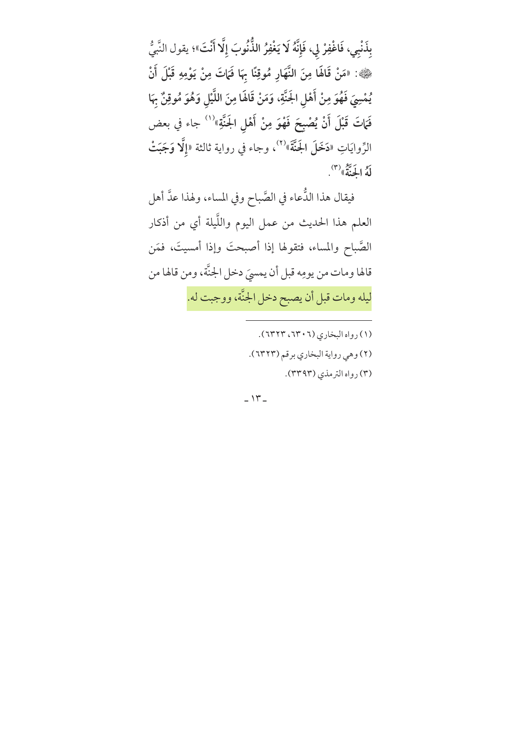**بِذَنْبِي، فَاغْفِرْ لِي، فَإِنَّهُ لَا يَغْفِرُ الذُّنُوبَ إِلَّا أَنْتَ**»؛ يقول النَّبيُّ ﷺ: «**مَنْ قَالَهَا مِنَ النَّهَارِ مُوقِنًا بِهَا فَمَاتَ مِنْ يَوْمِهِ قَبْلَ أَنْ يُمْسِيَ فَهُوَ مِنْ أَهْلِ الجَنَّةِ، وَمَنْ قَالَهَا مِنَ اللَّيْلِ وَهُوَ مُوقِنٌ بِهَا فَمَاتَ قَبْلَ أَنْ يُصْبِحَ فَهُوَ مِنْ أَهْلِ الجَنَّةِ**»[1] جاء في بعض الرِّوايَاتِ «**دَخَلَ الجَنَّةَ**»[2]، وجاء في رواية ثالثة «**إِلَّا وَجَبَتْ لَهُ الجَنَّةُ**»[3].

فيقال هذا الدُّعاء في الصَّباح وفي المساء، ولهذا عدَّ أهل العلم هذا الحديث من عمل اليوم واللَّيلة أي من أذكار الصَّباح والمساء، فتقولها إذا أصبحتَ وإذا أمسيتَ، فمَن قالها ومات من يومِه قبل أن يمسيَ دخل الجنَّة، ومن قالها من ليله ومات قبل أن يصبح دخل الجنَّة، ووجبت له.

---

(١) رواه البخاري (٦٣٠٦، ٦٣٢٣).

(٢) وهي رواية البخاري برقم (٦٣٢٣).

(٣) رواه الترمذي (٣٣٩٣).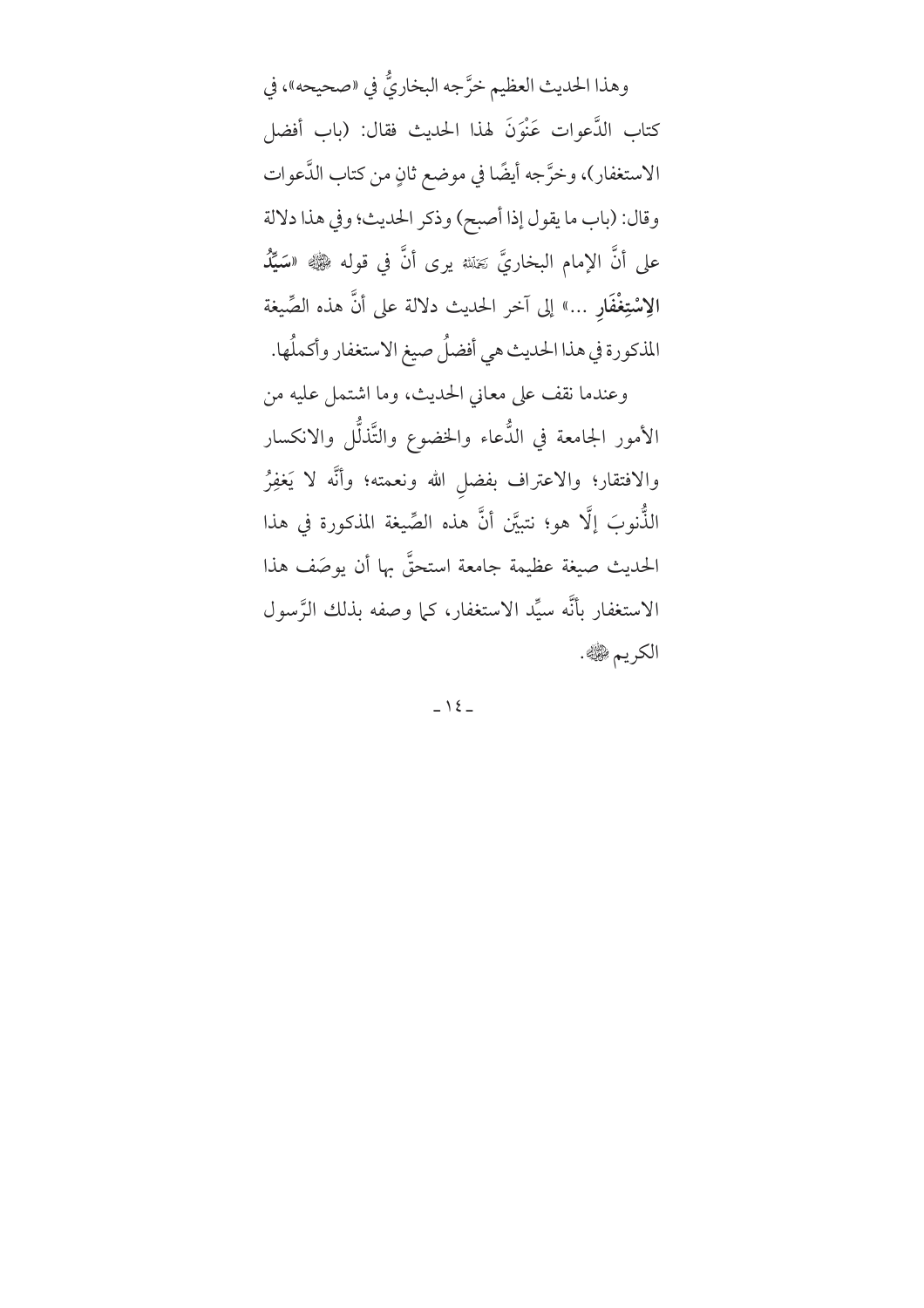وهذا الحديث العظيم خرَّجه البخاريُّ في «صحيحه»، في كتاب الدَّعوات عَنْوَنَ لهذا الحديث فقال: (باب أفضل الاستغفار)، وخرَّجه أيضًا في موضع ثانٍ من كتاب الدَّعوات وقال: (باب ما يقول إذا أصبح) وذكر الحديث؛ وفي هذا دلالة على أنَّ الإمام البخاريَّ رحمه الله يرى أنَّ في قوله ﷺ «**سَيِّدُ الإِسْتِغْفَارِ** ...» إلى آخر الحديث دلالة على أنَّ هذه الصِّيغة المذكورة في هذا الحديث هي أفضلُ صيغ الاستغفار وأكملُها.

وعندما نقف على معاني الحديث، وما اشتمل عليه من الأمور الجامعة في الدُّعاء والخضوع والتَّذلُّل والانكسار والافتقار؛ والاعتراف بفضلِ الله ونعمته؛ وأنَّه لا يَغفِرُ الذُّنوبَ إلَّا هو؛ نتبيَّن أنَّ هذه الصِّيغة المذكورة في هذا الحديث صيغة عظيمة جامعة استحقَّ بها أن يوصَف هذا الاستغفار بأنَّه سيِّد الاستغفار، كما وصفه بذلك الرَّسول الكريم ﷺ.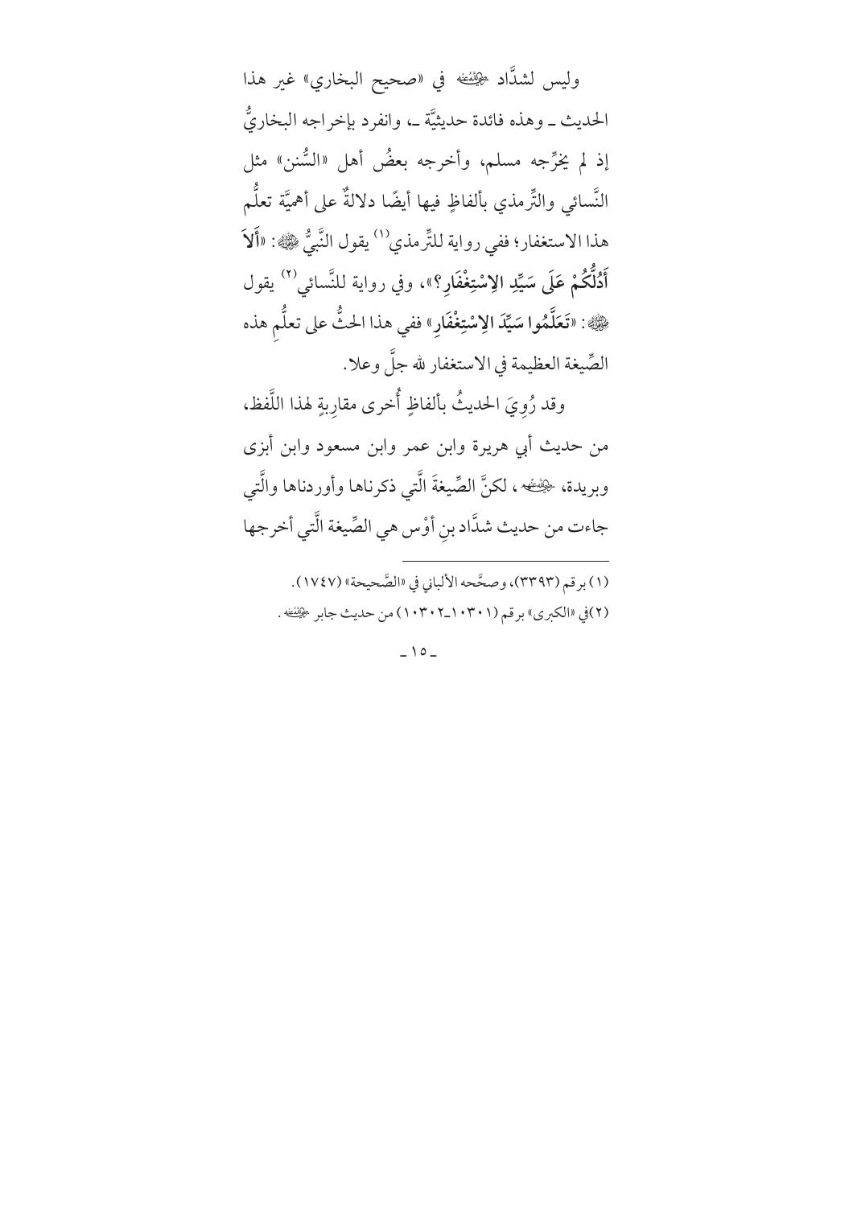وليس لشدَّاد ﷺ في «صحيح البخاري» غير هذا الحديث ـ وهذه فائدة حديثيَّة ـ، وانفرد بإخراجه البخاريُّ إذ لم يخرِّجه مسلم، وأخرجه بعضُ أهل «السُّنن» مثل النَّسائي والتِّرمذي بألفاظٍ فيها أيضًا دلالةٌ على أهميَّة تعلُّم هذا الاستغفار؛ ففي رواية للتِّرمذي[1] يقول النَّبيُّ ﷺ: «**أَلاَ أَدُلُّكُمْ عَلَى سَيِّدِ الاِسْتِغْفَارِ؟**»، وفي رواية للنَّسائي[2] يقول ﷺ: «**تَعَلَّمُوا سَيِّدَ الاِسْتِغْفَارِ**» ففي هذا الحثُّ على تعلُّمِ هذه الصِّيغة العظيمة في الاستغفار لله جلَّ وعلا.

وقد رُوِيَ الحديثُ بألفاظٍ أُخرى مقاربةٍ لهذا اللَّفظ، من حديث أبي هريرة وابن عمر وابن مسعود وابن أبزى وبريدة، ﷺ، لكنَّ الصِّيغةَ الَّتي ذكرناها وأوردناها والَّتي جاءت من حديث شدَّاد بنِ أوْس هي الصِّيغة الَّتي أخرجها

---

(١) برقم (٣٣٩٣)، وصحَّحه الألباني في «الصَّحيحة» (١٧٤٧).

(٢) في «الكبرى» برقم (١٠٣٠١ـ١٠٣٠٢) من حديث جابر ﷺ.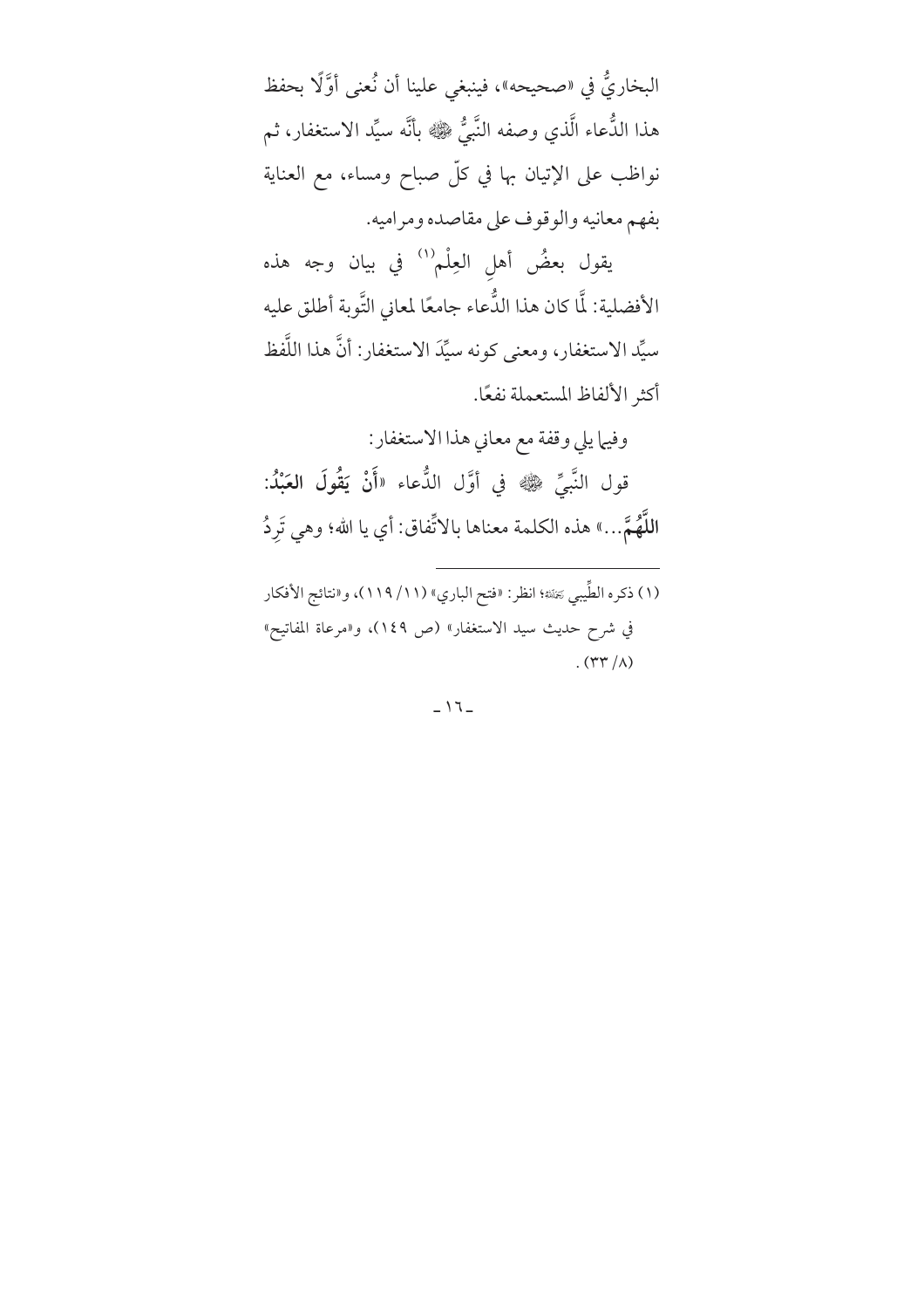البخاريُّ في «صحيحه»، فينبغي علينا أن نُعنى أوَّلًا بحفظ هذا الدُّعاء الَّذي وصفه النَّبيُّ ﷺ بأنَّه سيِّد الاستغفار، ثم نواظب على الإتيان بها في كلّ صباح ومساء، مع العناية بفهم معانيه والوقوف على مقاصده ومراميه.

يقول بعضُ أهلِ العِلْم[1] في بيان وجه هذه الأفضلية: لَمَّا كان هذا الدُّعاء جامعًا لمعاني التَّوبة أطلق عليه سيِّد الاستغفار، ومعنى كونه سيِّدَ الاستغفار: أنَّ هذا اللَّفظ أكثر الألفاظ المستعملة نفعًا.

وفيما يلي وقفة مع معاني هذا الاستغفار:

قول النَّبيِّ ﷺ في أوَّل الدُّعاء «**أَنْ يَقُولَ العَبْدُ: اللَّهُمَّ**...» هذه الكلمة معناها بالاتِّفاق: أي يا الله؛ وهي تَرِدُ

---

(١) ذكره الطِّيبي رحمه الله؛ انظر: «فتح الباري» (١١/ ١١٩)، و«نتائج الأفكار في شرح حديث سيد الاستغفار» (ص ١٤٩)، و«مرعاة المفاتيح» (٨/ ٣٣).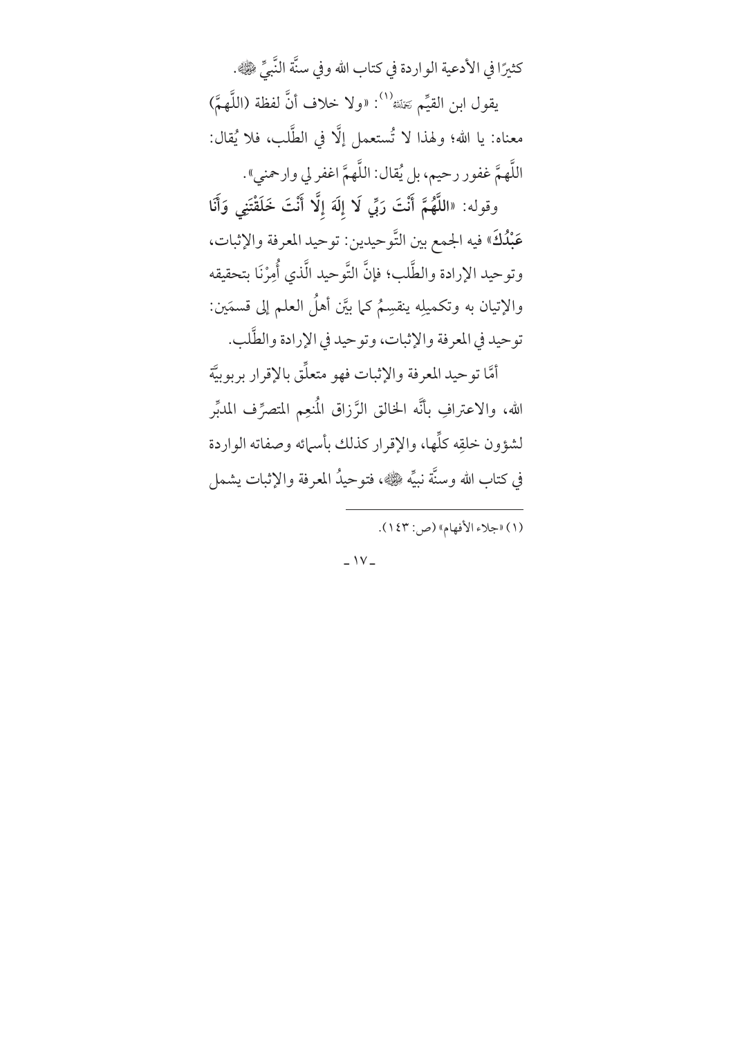كثيرًا في الأدعية الواردة في كتاب الله وفي سنَّة النَّبيِّ ﷺ.

يقول ابن القيِّم رحمه الله[1]: «ولا خلاف أنَّ لفظة (اللَّهمَّ) معناه: يا الله؛ ولهذا لا تُستعمل إلَّا في الطَّلب، فلا يُقال: اللَّهمَّ غفور رحيم، بل يُقال: اللَّهمَّ اغفر لي وارحمني».

وقوله: «**اللَّهُمَّ أَنْتَ رَبِّي لَا إِلَهَ إِلَّا أَنْتَ خَلَقْتَنِي وَأَنَا عَبْدُكَ**» فيه الجمع بين التَّوحيدين: توحيد المعرفة والإثبات، وتوحيد الإرادة والطَّلب؛ فإنَّ التَّوحيد الَّذي أُمِرْنَا بتحقيقه والإتيان به وتكميلِه ينقسِمُ كما بيَّن أهلُ العلم إلى قسمَين: توحيد في المعرفة والإثبات، وتوحيد في الإرادة والطَّلب.

أمَّا توحيد المعرفة والإثبات فهو متعلِّق بالإقرار بربوبيَّة الله، والاعترافِ بأنَّه الخالق الرَّزاق المُنعِم المتصرِّف المدبِّر لشؤون خلقِه كلِّها، والإقرار كذلك بأسمائه وصفاته الواردة في كتاب الله وسنَّة نبيِّه ﷺ، فتوحيدُ المعرفة والإثبات يشمل

---

(١) «جلاء الأفهام» (ص: ١٤٣).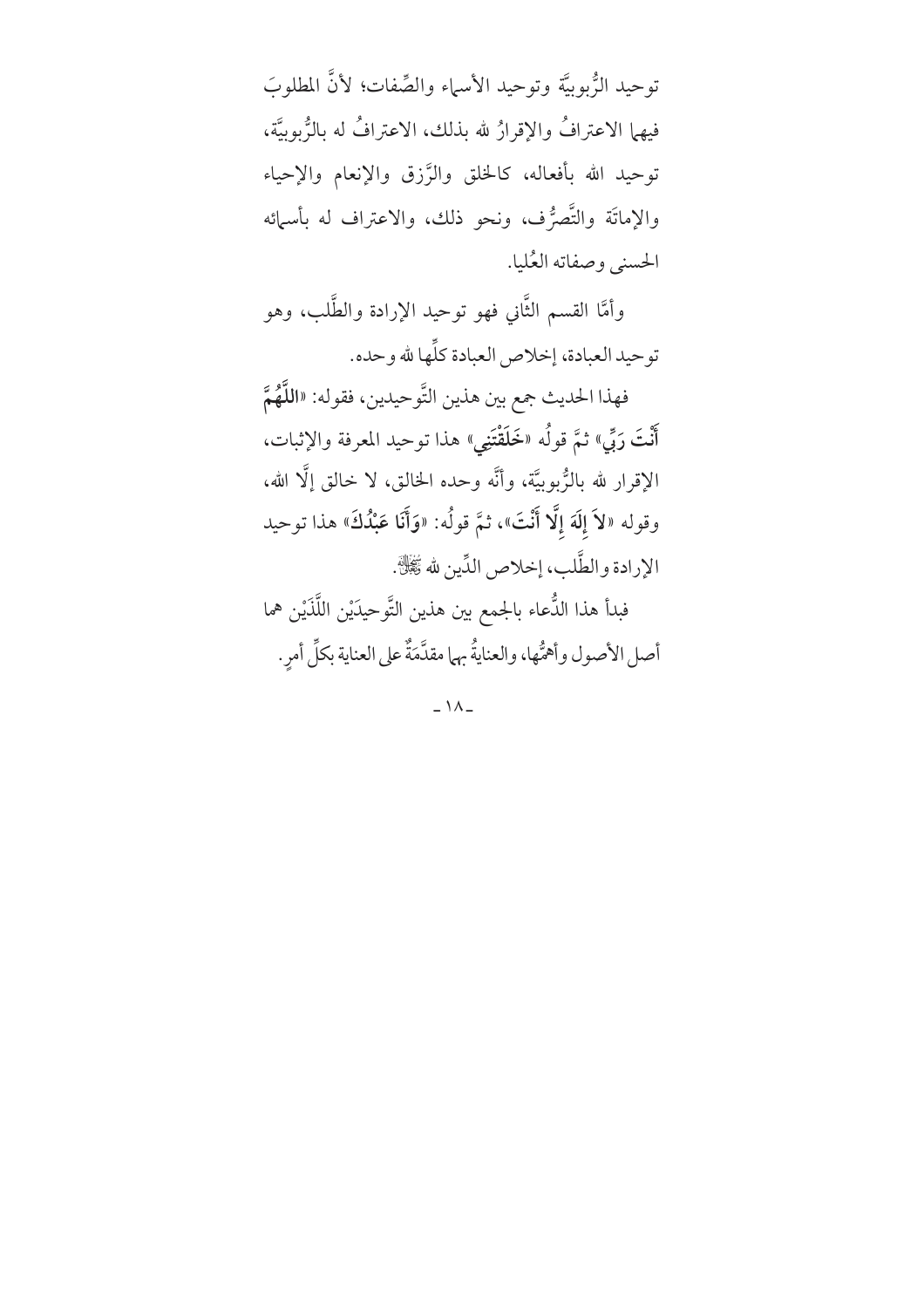توحيد الرُّبوبيَّة وتوحيد الأسماء والصِّفات؛ لأنَّ المطلوبَ فيهما الاعترافُ والإقرارُ لله بذلك، الاعترافُ له بالرُّبوبيَّة، توحيد الله بأفعاله، كالخلق والرَّزق والإنعام والإحياء والإماتَة والتَّصرُّف، ونحو ذلك، والاعتراف له بأسمائه الحسنى وصفاته العُليا.

وأمَّا القسم الثَّاني فهو توحيد الإرادة والطَّلب، وهو توحيد العبادة، إخلاص العبادة كلِّها لله وحده.

فهذا الحديث جمع بين هذين التَّوحيدين، فقوله: «**اللَّهُمَّ أَنْتَ رَبِّي**» ثمَّ قولُه «**خَلَقْتَنِي**» هذا توحيد المعرفة والإثبات، الإقرار لله بالرُّبوبيَّة، وأنَّه وحده الخالق، لا خالق إلَّا الله، وقوله «**لاَ إِلَهَ إِلَّا أَنْتَ**»، ثمَّ قولُه: «**وَأَنَا عَبْدُكَ**» هذا توحيد الإرادة والطَّلب، إخلاص الدِّين لله ﷻ.

فبدأ هذا الدُّعاء بالجمع بين هذين التَّوحيدَيْن اللَّذَيْن هما أصل الأصول وأهمُّها، والعنايةُ بهما مقدَّمَةٌ على العناية بكلِّ أمرٍ.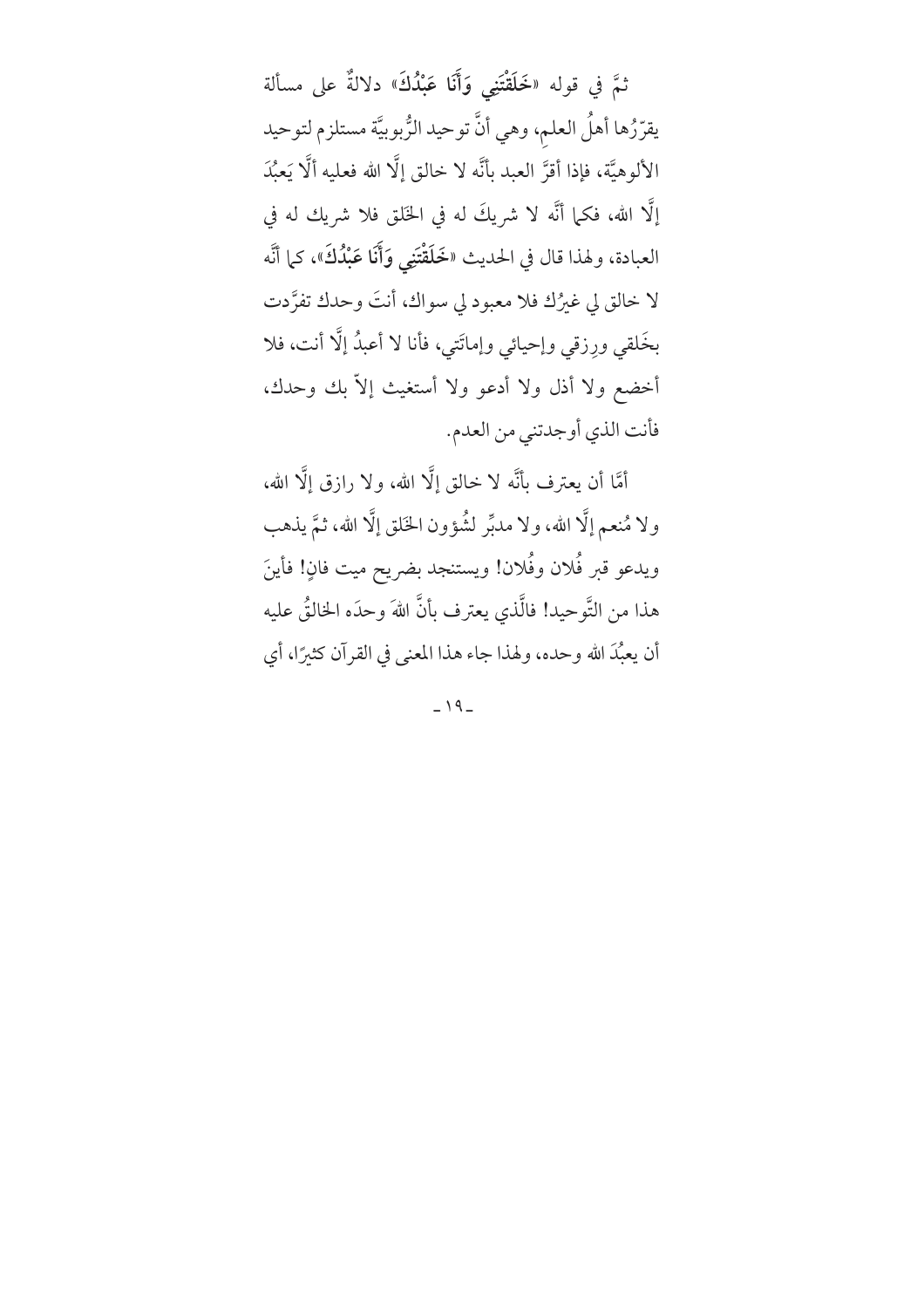ثمَّ في قوله «**خَلَقْتَنِي وَأَنَا عَبْدُكَ**» دلالةٌ على مسألة يقرِّرُها أهلُ العلمِ، وهي أنَّ توحيد الرُّبوبيَّة مستلزم لتوحيد الألوهيَّة، فإذا أقرَّ العبد بأنَّه لا خالق إلَّا الله فعليه ألَّا يَعبُدَ إلَّا الله، فكما أنَّه لا شريكَ له في الخَلق فلا شريك له في العبادة، ولهذا قال في الحديث «**خَلَقْتَنِي وَأَنَا عَبْدُكَ**»، كما أنَّه لا خالق لي غيرُك فلا معبود لي سواك، أنتَ وحدك تفرَّدت بخَلقي ورِزقي وإحيائي وإماتَتي، فأنا لا أعبدُ إلَّا أنت، فلا أخضع ولا أذل ولا أدعو ولا أستغيث إلاّ بك وحدك، فأنت الذي أوجدتني من العدم.

أمَّا أن يعترف بأنَّه لا خالق إلَّا الله، ولا رازق إلَّا الله، ولا مُنعم إلَّا الله، ولا مدبِّر لشُؤون الخَلق إلَّا الله، ثمَّ يذهب ويدعو قبر فُلان وفُلان! ويستنجد بضريح ميت فانٍ! فأينَ هذا من التَّوحيد! فالَّذي يعترف بأنَّ اللهَ وحدَه الخالقُ عليه أن يعبُدَ الله وحده، ولهذا جاء هذا المعنى في القرآن كثيرًا، أي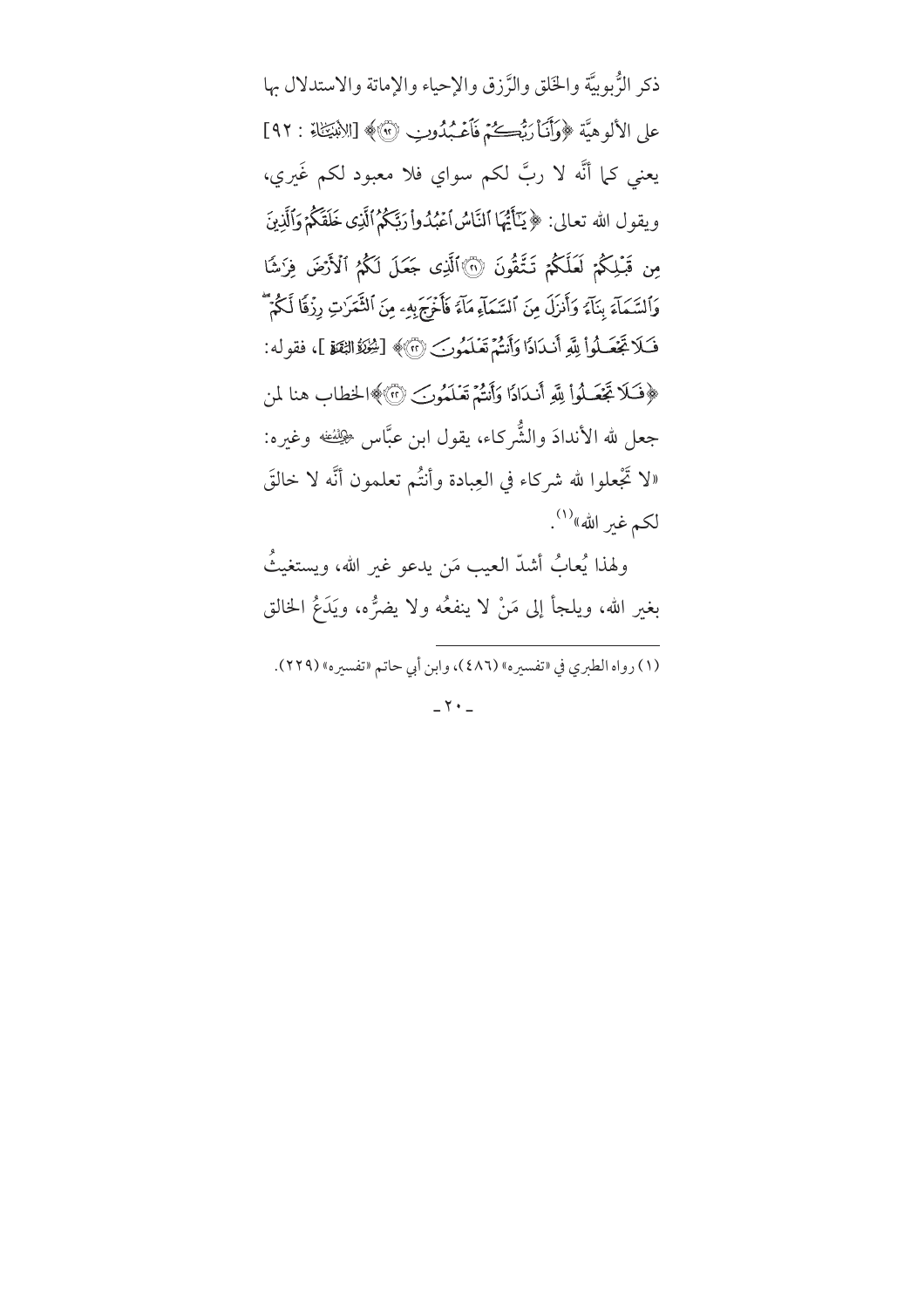ذكر الرُّبوبيَّة والخَلق والرِّزق والإحياء والإماتة والاستدلال بها على الألوهيَّة ﴿وَأَنَا۠ رَبُّكُمْ فَٱعْبُدُونِ ﴿٩٢﴾﴾ [الأنبياء : ٩٢] يعني كما أنَّه لا ربَّ لكم سواي فلا معبود لكم غَيري، ويقول الله تعالى: ﴿يَٰٓأَيُّهَا ٱلنَّاسُ ٱعْبُدُوا۟ رَبَّكُمُ ٱلَّذِى خَلَقَكُمْ وَٱلَّذِينَ مِن قَبْلِكُمْ لَعَلَّكُمْ تَتَّقُونَ ﴿٢١﴾ ٱلَّذِى جَعَلَ لَكُمُ ٱلْأَرْضَ فِرَٰشًا وَٱلسَّمَآءَ بِنَآءً وَأَنزَلَ مِنَ ٱلسَّمَآءِ مَآءً فَأَخْرَجَ بِهِۦ مِنَ ٱلثَّمَرَٰتِ رِزْقًا لَّكُمْ ۖ فَلَا تَجْعَلُوا۟ لِلَّهِ أَندَادًا وَأَنتُمْ تَعْلَمُونَ ﴿٢٢﴾﴾ [سورة البقرة]، فقوله: ﴿فَلَا تَجْعَلُوا۟ لِلَّهِ أَندَادًا وَأَنتُمْ تَعْلَمُونَ ﴿٢٢﴾﴾ الخطاب هنا لمن جعل لله الأندادَ والشُّركاء، يقول ابن عبَّاس رضي الله عنه وغيره: «لا تَجْعلوا لله شركاء في العِبادة وأنتُم تعلمون أنَّه لا خالقَ لكم غير الله»[1].

ولهذا يُعابُ أشدّ العيب مَن يدعو غير الله، ويستغيثُ بغير الله، ويلجأ إلى مَنْ لا ينفعُه ولا يضرُّه، ويَدَعُ الخالق

---

(١) رواه الطبري في «تفسيره» (٤٨٦)، وابن أبي حاتم «تفسيره» (٢٢٩).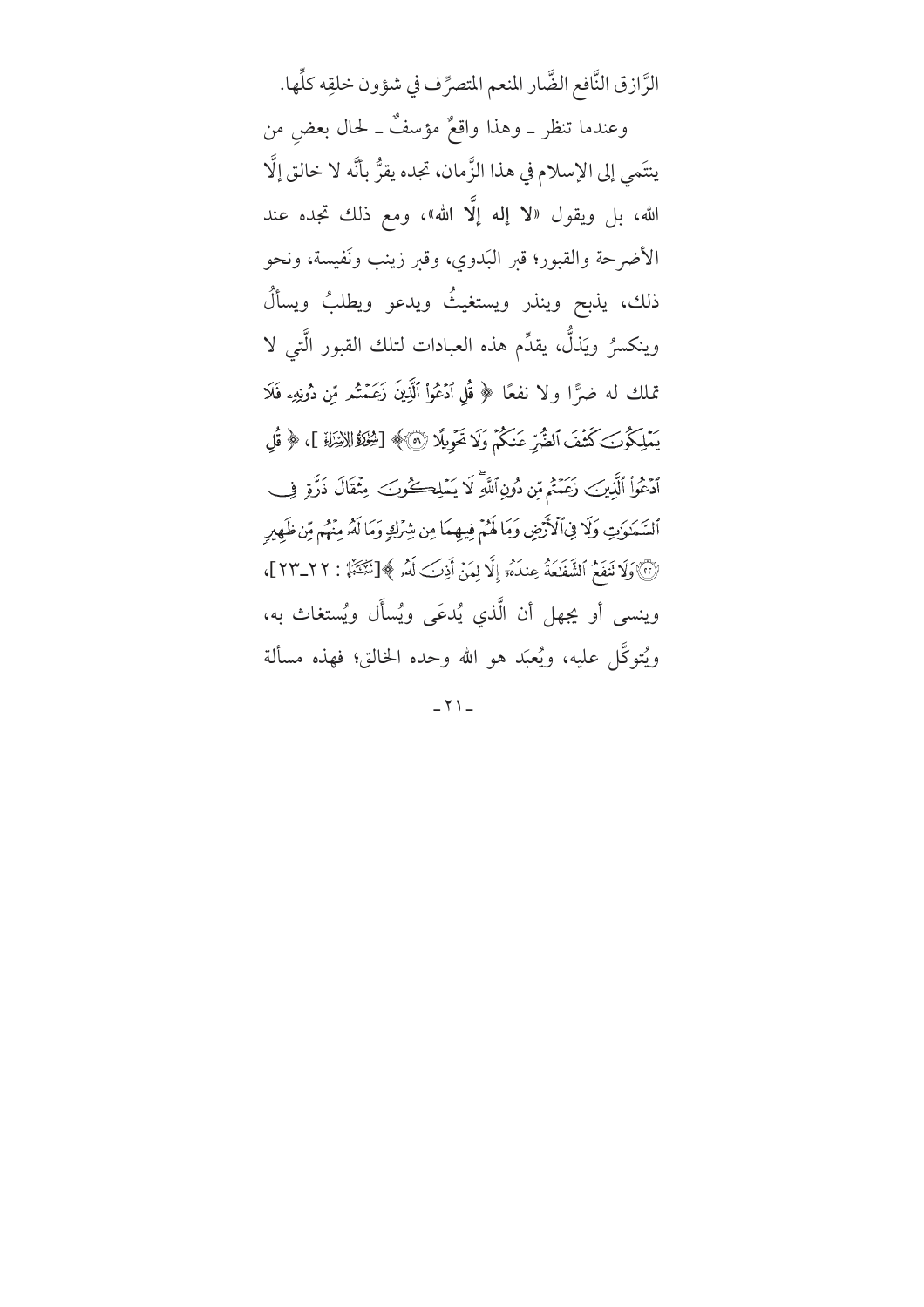الرَّازق النَّافع الضَّار المنعم المتصرِّف في شؤون خلقِه كلِّها.

وعندما تنظر ـ وهذا واقعٌ مؤسفٌ ـ لحال بعضٍ من ينتَمي إلى الإسلام في هذا الزَّمان، تجده يقرُّ بأنَّه لا خالق إلَّا الله، بل ويقول «**لا إله إلَّا الله**»، ومع ذلك تجده عند الأضرحة والقبور؛ قبر البَدوي، وقبر زينب ونَفيسة، ونحو ذلك، يذبح وينذر ويستغيثُ ويدعو ويطلبُ ويسألُ وينكسرُ ويَذلُّ، يقدِّم هذه العبادات لتلك القبور الَّتي لا تملك له ضرًّا ولا نفعًا ﴿ قُلِ ٱدْعُواْ ٱلَّذِينَ زَعَمْتُم مِّن دُونِهِۦ فَلَا يَمْلِكُونَ كَشْفَ ٱلضُّرِّ عَنكُمْ وَلَا تَحْوِيلًا ﴿٥٦﴾ ﴾ [الإسراء]، ﴿ قُلِ ٱدْعُواْ ٱلَّذِينَ زَعَمْتُم مِّن دُونِ ٱللَّهِ لَا يَمْلِكُونَ مِثْقَالَ ذَرَّةٍ فِي ٱلسَّمَٰوَٰتِ وَلَا فِي ٱلْأَرْضِ وَمَا لَهُمْ فِيهِمَا مِن شِرْكٍ وَمَا لَهُۥ مِنْهُم مِّن ظَهِيرٍ ﴿٢٢﴾ وَلَا تَنفَعُ ٱلشَّفَٰعَةُ عِندَهُۥٓ إِلَّا لِمَنْ أَذِنَ لَهُۥ ﴾[سبأ: ٢٢ـ٢٣]، وينسى أو يجهل أن الَّذي يُدعَى ويُسأَل ويُستغاث به، ويُتوكَّل عليه، ويُعبَد هو الله وحده الخالق؛ فهذه مسألة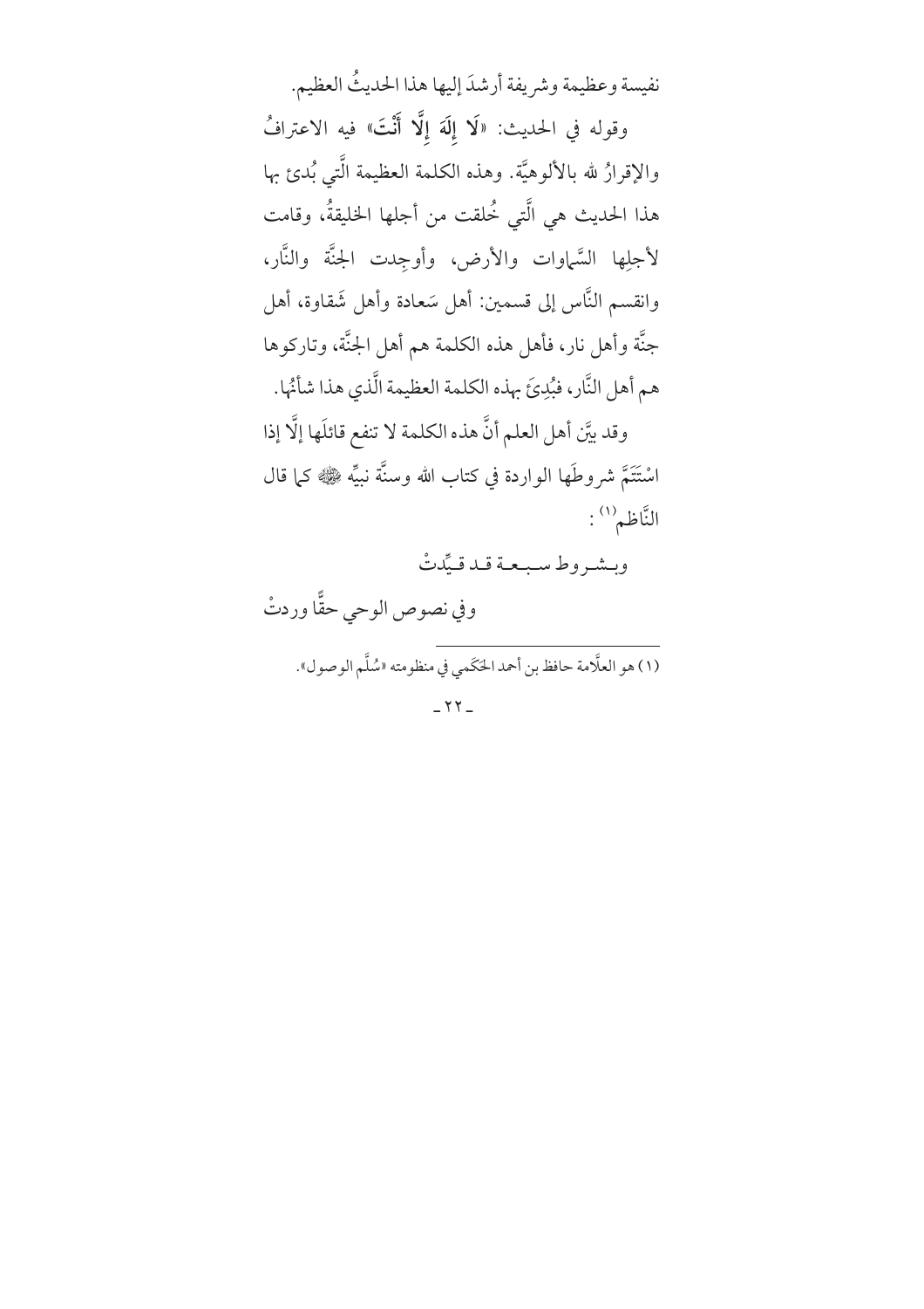نفيسة وعظيمة وشريفة أرشدَ إليها هذا الحديثُ العظيم.

وقوله في الحديث: «**لَا إِلَهَ إِلَّا أَنْتَ**» فيه الاعترافُ والإقرارُ لله بالألوهيَّة. وهذه الكلمة العظيمة الَّتي بُدئ بها هذا الحديث هي الَّتي خُلقت من أجلها الخليقةُ، وقامت لأجلِها السَّماوات والأرض، وأوجِدت الجنَّة والنَّار، وانقسم النَّاس إلى قسمين: أهل سَعادة وأهل شَقاوة، أهل جنَّة وأهل نار، فأهل هذه الكلمة هم أهل الجنَّة، وتاركوها هم أهل النَّار، فبُدِئَ بهذه الكلمة العظيمة الَّذي هذا شأنُها.

وقد بيَّن أهل العلم أنَّ هذه الكلمة لا تنفع قائلَها إلَّا إذا اسْتَتَمَّ شروطَها الواردة في كتاب الله وسنَّة نبيِّه ﷺ كما قال النَّاظم[1]:

وبشروط سبعة قد قيِّدتْ
وفي نصوص الوحي حقًّا وردتْ

---

(١) هو العلَّامة حافظ بن أحمد الحَكَمي في منظومته «سُلَّم الوصول».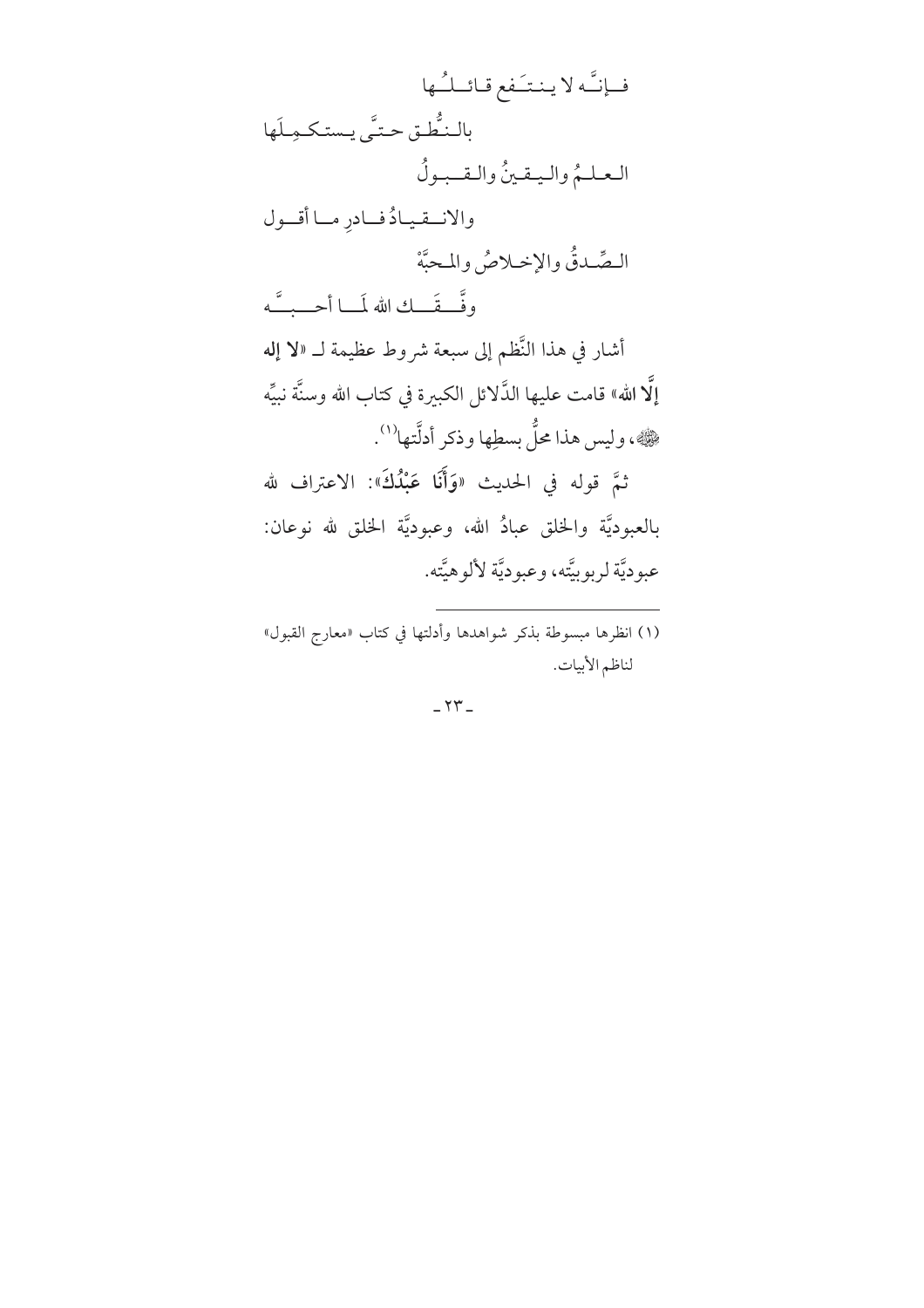فـإنَّـه لا ينتـَفع قـائـلـُـها

بالـنُّطـق حـتَّى يـستكـمِـلَها

الـعـلـمُ والـيـقـينُ والـقـبـولُ

والانـقـيـادُ فـادرِ مـا أقـول

الـصِّـدقُ والإخـلاصُ والمـحبَّهْ

وفَّــقَــك الله لمَــا أحــبــَّــه

أشار في هذا النَّظم إلى سبعة شروط عظيمة لـ «**لا إله إلَّا الله**» قامت عليها الدَّلائل الكبيرة في كتاب الله وسنَّة نبيِّه ﷺ، وليس هذا محلُّ بسطِها وذكر أدلَّتها[1].

ثمَّ قوله في الحديث «**وَأَنَا عَبْدُكَ**»: الاعتراف لله بالعبوديَّة والخلق عبادُ الله، وعبوديَّة الخلق لله نوعان: عبوديَّة لربوبيَّته، وعبوديَّة لألوهيَّته.

---

(١) انظرها مبسوطة بذكر شواهدها وأدلتها في كتاب «معارج القبول» لناظم الأبيات.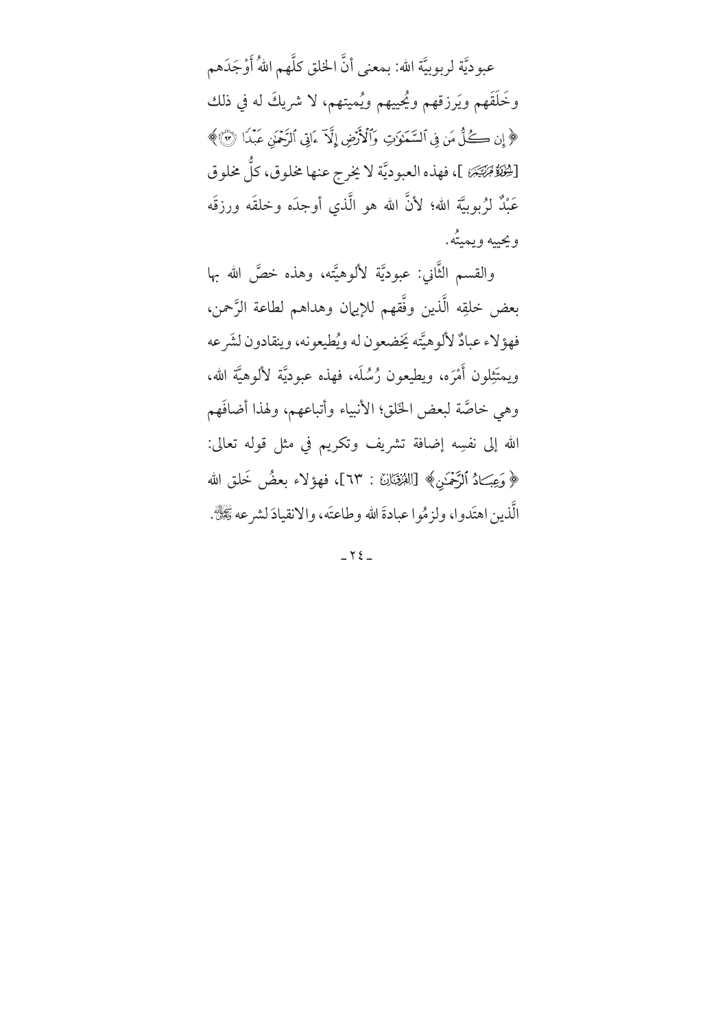عبوديَّة لربوبيَّة الله: بمعنى أنَّ الخلق كلَّهم اللهُ أَوْجَدَهم وخَلَقَهم ويَرزقهم ويُحييهم ويُميتهم، لا شريكَ له في ذلك ﴿ إِن كُلُّ مَن فِى ٱلسَّمَٰوَٰتِ وَٱلْأَرْضِ إِلَّآ ءَاتِى ٱلرَّحْمَٰنِ عَبْدًا ﴿٩٣﴾ ﴾ [سُورَةُ مَرْيَمَ ]، فهذه العبوديَّة لا يخرج عنها مخلوق، كلُّ مخلوق عَبْدٌ لرُبوبيَّة الله؛ لأنَّ الله هو الَّذي أوجدَه وخلقَه ورزقَه ويحييه ويميتُه.

والقسم الثَّاني: عبوديَّة لألوهيَّته، وهذه خصَّ الله بها بعض خلقِه الَّذين وفَّقهم للإيمان وهداهم لطاعة الرَّحمن، فهؤلاء عبادٌ لألوهيَّته يَخضعون له ويُطيعونه، وينقادون لشَرعه ويمتَثِلون أَمْرَه، ويطيعون رُسُلَه، فهذه عبوديَّة لألوهيَّة الله، وهي خاصَّة لبعض الخَلق؛ الأنبياء وأتباعهم، ولهذا أضافَهم الله إلى نفسِه إضافة تشريف وتكريم في مثل قوله تعالى: ﴿ وَعِبَادُ ٱلرَّحْمَٰنِ ﴾ [الفُرْقَان : ٦٣]، فهؤلاء بعضُ خَلق الله الَّذين اهتَدوا، ولزمُوا عبادةَ الله وطاعتَه، والانقيادَ لشرعه ﷻ.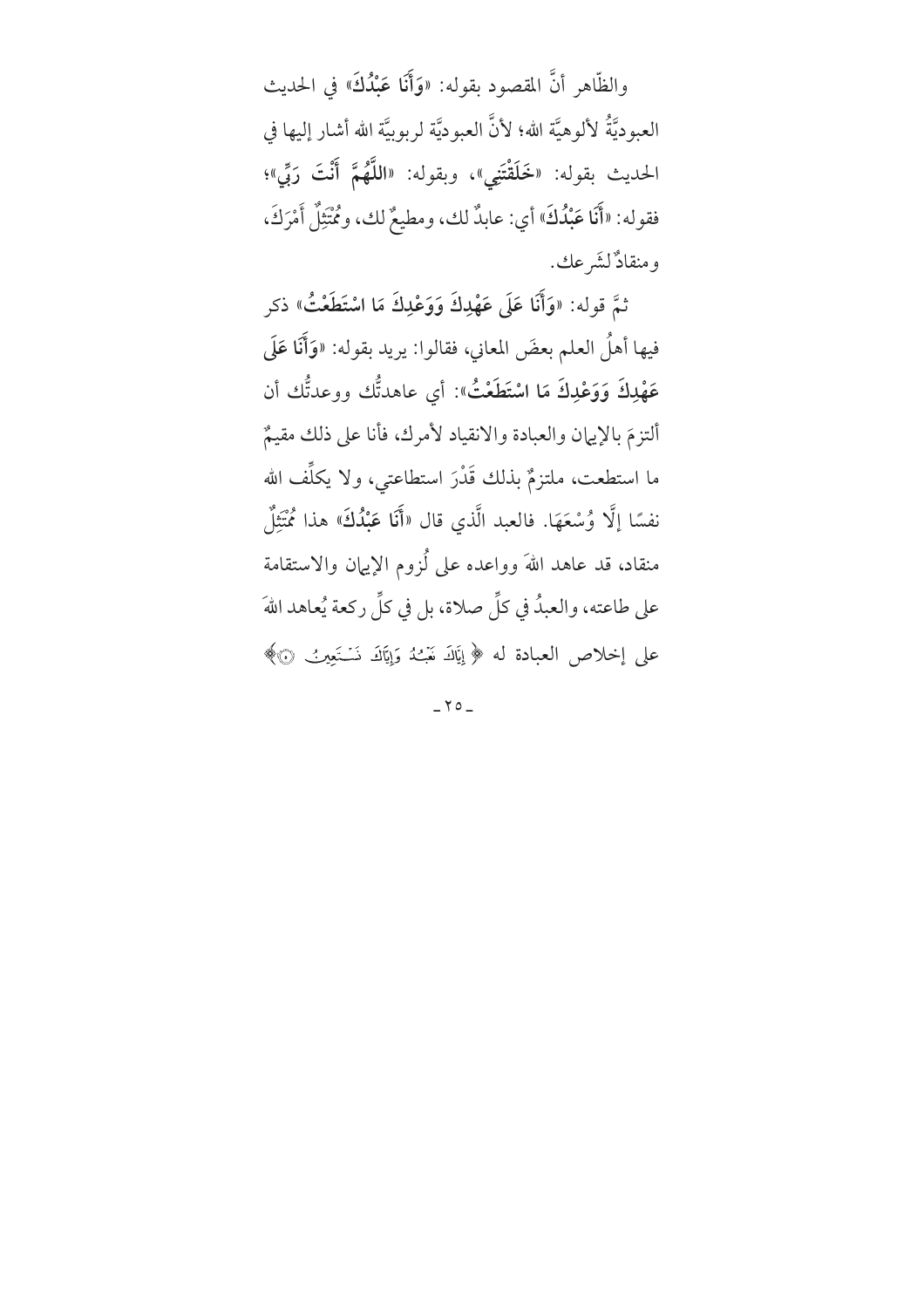والظّاهر أنَّ المقصود بقوله: «**وَأَنَا عَبْدُكَ**» في الحديث العبوديَّةُ لألوهيَّة الله؛ لأنَّ العبوديَّة لربوبيَّة الله أشار إليها في الحديث بقوله: «**خَلَقْتَنِي**»، وبقوله: «**اللَّهُمَّ أَنْتَ رَبِّي**»؛ فقوله: «**أَنَا عَبْدُكَ**» أي: عابدٌ لك، ومطيعٌ لك، ومُمْتَثِلٌ أَمْرَكَ، ومنقادٌ لشَرعك.

ثمَّ قوله: «**وَأَنَا عَلَى عَهْدِكَ وَوَعْدِكَ مَا اسْتَطَعْتُ**» ذكر فيها أهلُ العلم بعضَ المعاني، فقالوا: يريد بقوله: «**وَأَنَا عَلَى عَهْدِكَ وَوَعْدِكَ مَا اسْتَطَعْتُ**»: أي عاهدتُّك ووعدتُّك أن ألتزمَ بالإيمان والعبادة والانقياد لأمرك، فأنا على ذلك مقيمٌ ما استطعت، ملتزمٌ بذلك قَدْرَ استطاعتي، ولا يكلِّف الله نفسًا إِلَّا وُسْعَهَا. فالعبد الَّذي قال «**أَنَا عَبْدُكَ**» هذا مُمْتَثِلٌ منقاد، قد عاهد اللهَ وواعده على لُزوم الإيمان والاستقامة على طاعته، والعبدُ في كلِّ صلاة، بل في كلِّ ركعة يُعاهد اللهَ على إخلاص العبادة له ﴿ إِيَّاكَ نَعْبُدُ وَإِيَّاكَ نَسْتَعِينُ ۝ ﴾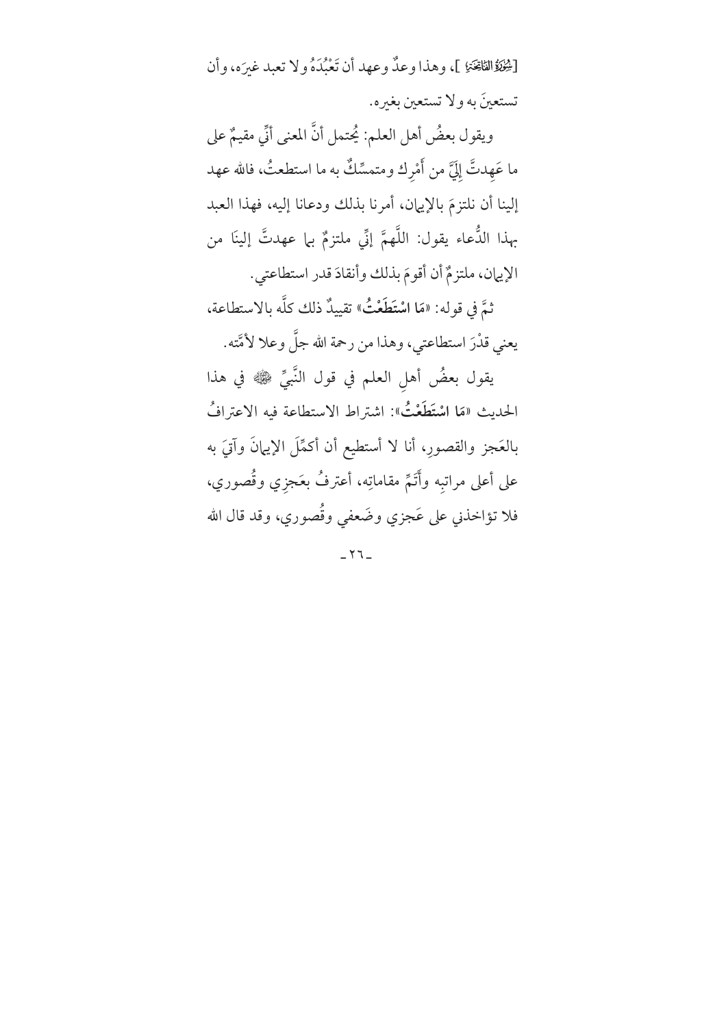[سُورَةُ الفَاتِحَةِ ]، وهذا وعدٌ وعهد أن تَعْبُدَهُ ولا تعبد غيرَه، وأن تستعينَ به ولا تستعين بغيره.

ويقول بعضُ أهل العلم: يُحتمل أنَّ المعنى أنِّي مقيمٌ على ما عَهِدتَّ إِلَيَّ من أَمْرِك ومتمسِّكٌ به ما استطعتُ، فالله عهد إلينا أن نلتزمَ بالإيمان، أمرنا بذلك ودعانا إليه، فهذا العبد بهذا الدُّعاء يقول: اللَّهمَّ إنِّي ملتزمٌ بما عهدتَّ إلينَا من الإيمان، ملتزمٌ أن أقومَ بذلك وأنقادَ قدر استطاعتي.

ثمَّ في قوله: «**مَا اسْتَطَعْتُ**» تقييدٌ ذلك كلَّه بالاستطاعة، يعني قدْرَ استطاعتي، وهذا من رحمة الله جلَّ وعلا لأمَّته.

يقول بعضُ أهلِ العلم في قول النَّبيِّ ﷺ في هذا الحديث «**مَا اسْتَطَعْتُ**»: اشتراط الاستطاعة فيه الاعترافُ بالعَجز والقصورِ، أنا لا أستطيع أن أكمِّلَ الإيمانَ وآتيَ به على أعلى مراتبِه وأَتَمِّ مقاماتِه، أعترفُ بعَجزِي وقُصوري، فلا تؤاخذني على عَجزي وضَعفي وقُصوري، وقد قال الله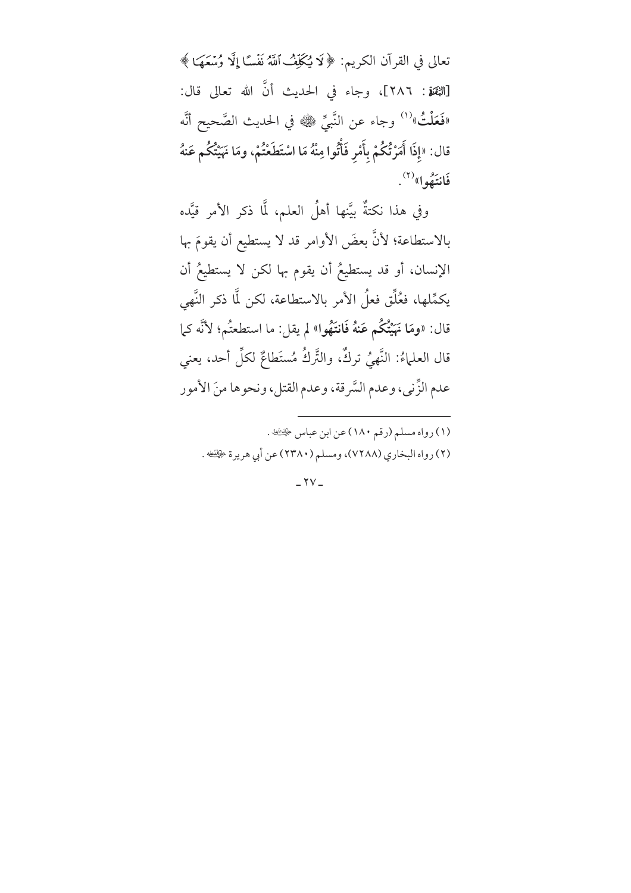تعالى في القرآن الكريم: ﴿ لَا يُكَلِّفُ ٱللَّهُ نَفْسًا إِلَّا وُسْعَهَا ﴾ [البقرة: ٢٨٦]، وجاء في الحديث أنَّ الله تعالى قال: «**فَعَلْتُ**»[١] وجاء عن النَّبيِّ ﷺ في الحديث الصَّحيح أنَّه قال: «**إِذَا أَمَرْتُكُمْ بِأَمْرٍ فَأْتُوا مِنْهُ مَا اسْتَطَعْتُمْ، ومَا نَهَيْتُكُم عَنهُ فَانتَهُوا**»[٢].

وفي هذا نكتةٌ بيَّنها أهلُ العلم، لَمَّا ذكر الأمر قيَّده بالاستطاعة؛ لأنَّ بعضَ الأوامر قد لا يستطيع أن يقومَ بها الإنسان، أو قد يستطيعُ أن يقوم بها لكن لا يستطيعُ أن يكمِّلها، فعُلِّق فعلُ الأمر بالاستطاعة، لكن لَمَّا ذكر النَّهي قال: «**ومَا نَهَيْتُكُم عَنهُ فَانتَهُوا**» لم يقل: ما استطعتُم؛ لأنَّه كما قال العلماءُ: النَّهيُ تركٌ، والتَّركُ مُستَطاعٌ لكلِّ أحد، يعني عدم الزِّنى، وعدم السَّرقة، وعدم القتل، ونحوها منَ الأمور

---

(١) رواه مسلم (رقم ١٨٠) عن ابن عباس رضي الله عنهما.

(٢) رواه البخاري (٧٢٨٨)، ومسلم (٢٣٨٠) عن أبي هريرة رضي الله عنه.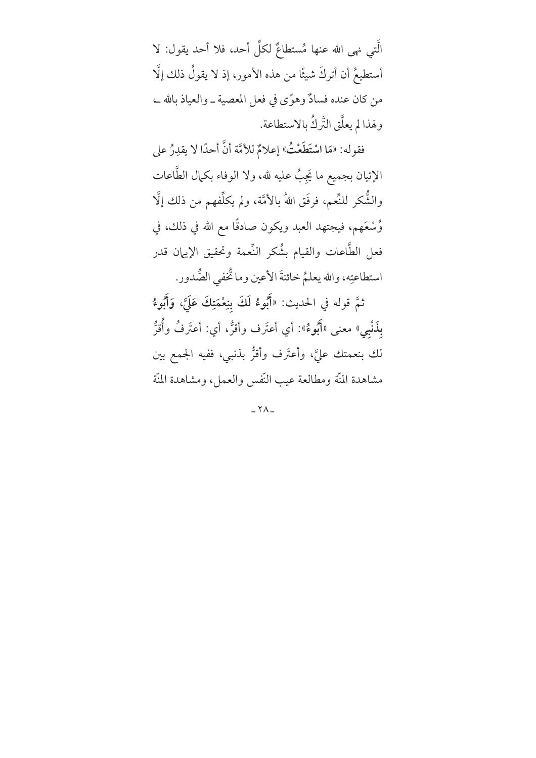الَّتي نهى الله عنها مُستطاعٌ لكلِّ أحد، فلا أحد يقول: لا أستطيعُ أن أتركَ شيئًا من هذه الأمور، إذ لا يقولُ ذلك إلَّا من كان عنده فسادٌ وهوًى في فعل المعصية ـ والعياذ بالله ـ، ولهذا لم يعلَّق التَّركُ بالاستطاعة.

فقوله: «**مَا اسْتَطَعْتُ**» إعلامٌ للأمَّة أنَّ أحدًا لا يقدِرُ على الإتيان بجميع ما يَجِبُ عليه لله، ولا الوفاء بكمال الطَّاعات والشُّكر للنِّعم، فرفَق اللهُ بالأمَّة، ولم يكلِّفهم من ذلك إلَّا وُسْعَهم، فيجتهد العبد ويكون صادقًا مع الله في ذلك، في فعل الطَّاعات والقيام بشُكر النِّعمة وتحقيق الإيمان قدر استطاعتِه، والله يعلمُ خائنةَ الأعين وما تُخفي الصُّدور.

ثمَّ قوله في الحديث: «**أَبُوءُ لَكَ بِنِعْمَتِكَ عَلَيَّ، وَأَبُوءُ بِذَنْبِي**» معنى «**أَبُوءُ**»: أي أعتَرِف وأقرُّ، أي: أعتَرِفُ وأُقرُّ لك بنعمتك عليَّ، وأعتَرِف وأقرُّ بذنبي، ففيه الجمع بين مشاهدة المنّة ومطالعة عيب النّفس والعمل، ومشاهدة المنّة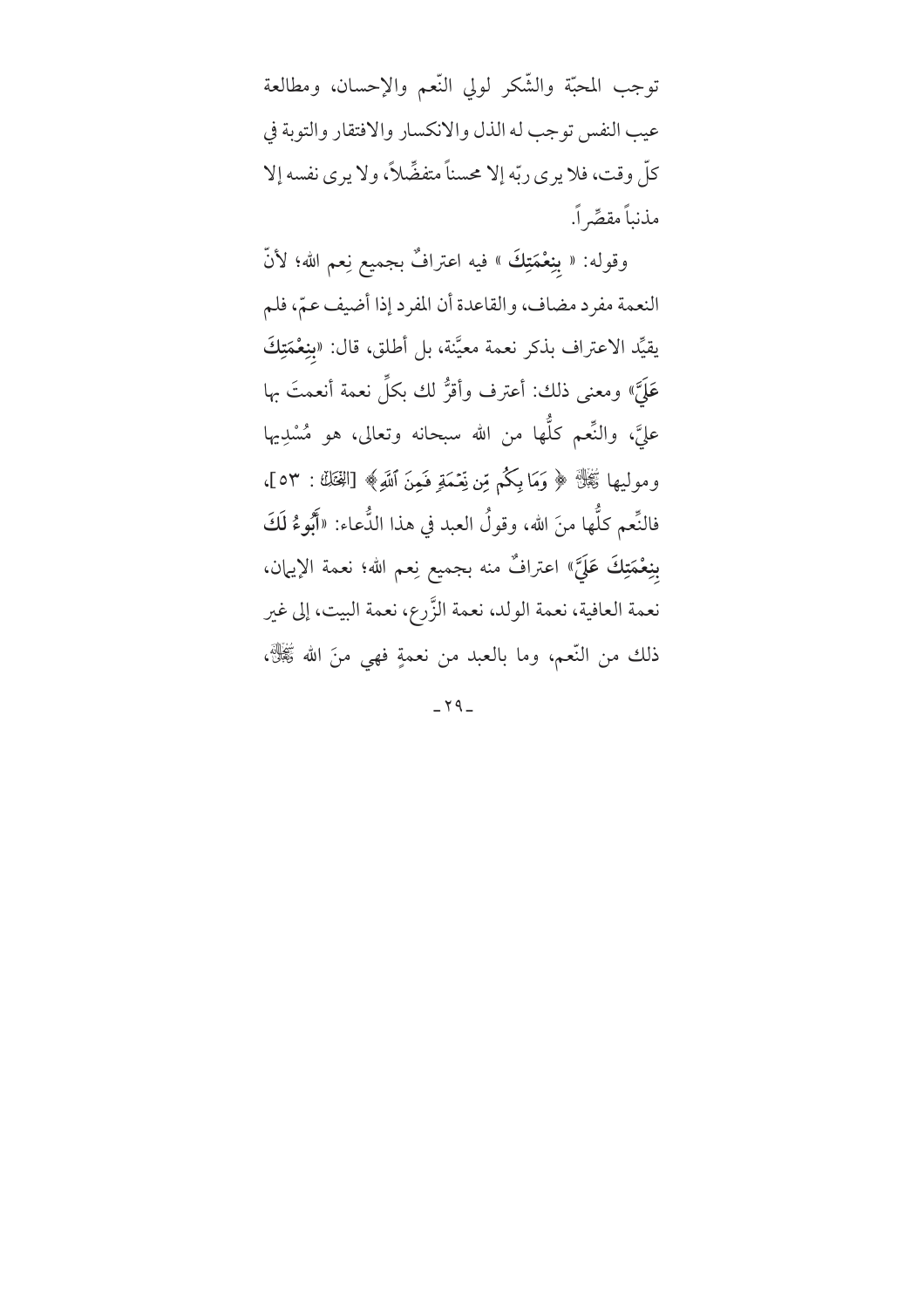توجب المحبّة والشّكر لولي النّعم والإحسان، ومطالعة عيب النفس توجب له الذل والانكسار والافتقار والتوبة في كلّ وقت، فلا يرى ربّه إلا محسناً متفضِّلاً، ولا يرى نفسه إلا مذنباً مقصِّراً.

وقوله: « **بِنِعْمَتِكَ** » فيه اعترافٌ بجميع نِعم الله؛ لأنّ النعمة مفرد مضاف، والقاعدة أن المفرد إذا أضيف عمّ، فلم يقيِّد الاعتراف بذكر نعمة معيَّنة، بل أطلق، قال: «**بِنِعْمَتِكَ عَلَيَّ**» ومعنى ذلك: أعترف وأقرُّ لك بكلِّ نعمة أنعمتَ بها عليَّ، والنِّعم كلُّها من الله سبحانه وتعالى، هو مُسْدِيها ومُوليها ﷻ ﴿ وَمَا بِكُم مِّن نِّعْمَةٍ فَمِنَ ٱللَّهِ﴾ [النحل: ٥٣]، فالنِّعم كلُّها منَ الله، وقولُ العبد في هذا الدُّعاء: «**أَبُوءُ لَكَ بِنِعْمَتِكَ عَلَيَّ**» اعترافٌ منه بجميع نِعم الله؛ نعمة الإيمان، نعمة العافية، نعمة الولد، نعمة الزَّرع، نعمة البيت، إلى غير ذلك من النّعم، وما بالعبد من نعمةٍ فهي منَ الله ﷻ،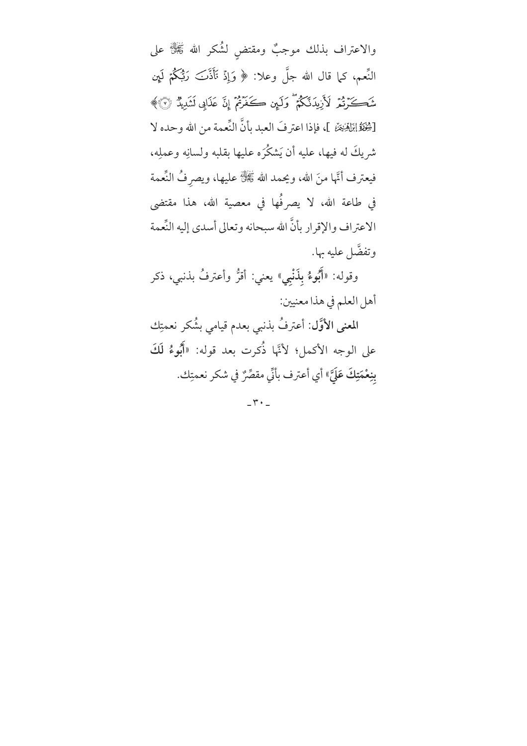والاعتراف بذلك موجبٌ ومقتضٍ لشُكر الله ﷻ على النِّعم، كما قال الله جلَّ وعلا: ﴿ وَإِذْ تَأَذَّنَ رَبُّكُمْ لَئِن شَكَرْتُمْ لَأَزِيدَنَّكُمْ ۖ وَلَئِن كَفَرْتُمْ إِنَّ عَذَابِي لَشَدِيدٌ ﴿٧﴾ ﴾ [سُورَةُ إِبْرَاهِيمَ ]، فإذا اعترفَ العبد بأنَّ النِّعمة من الله وحده لا شريكَ له فيها، عليه أن يَشكُرَه عليها بقلبه ولسانِه وعملِه، فيعترف أنَّها منَ الله، ويحمد الله ﷻ عليها، ويصرِفُ النِّعمة في طاعة الله، لا يصرفُها في معصية الله، هذا مقتضى الاعتراف والإقرار بأنَّ الله سبحانه وتعالى أسدى إليه النِّعمة وتفضَّل عليه بها.

وقوله: «**أَبُوءُ بِذَنْبِي**» يعني: أقرُّ وأعترفُ بذنبي، ذكر أهل العلم في هذا معنيين:

**المعنى الأوَّل**: أعترفُ بذنبي بعدم قيامي بشُكر نعمتِك على الوجه الأكمل؛ لأنَّها ذُكرت بعد قوله: «**أَبُوءُ لَكَ بِنِعْمَتِكَ عَلَيَّ**» أي أعترف بأنِّي مقصِّرٌ في شكر نعمتِك.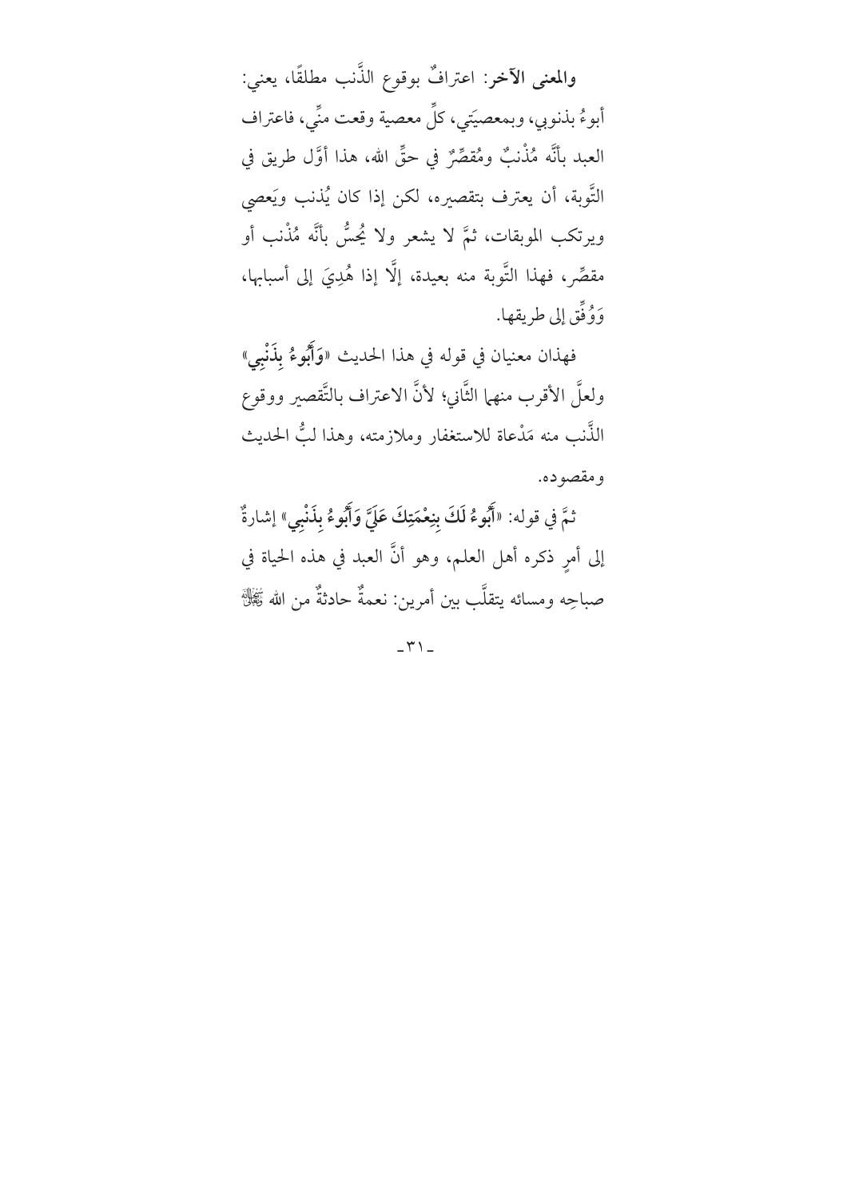**والمعنى الآخر**: اعترافٌ بوقوع الذَّنب مطلقًا، يعني: أبوءُ بذنوبي، وبمعصيَتي، كلِّ معصية وقعت منِّي، فاعتراف العبد بأنَّه مُذْنبٌ ومُقصِّرٌ في حقِّ الله، هذا أوَّل طريق في التَّوبة، أن يعترف بتقصيره، لكن إذا كان يُذنب ويَعصي ويرتكب الموبقات، ثمَّ لا يشعر ولا يُحسُّ بأنَّه مُذْنب أو مقصِّر، فهذا التَّوبة منه بعيدة، إلَّا إذا هُدِيَ إلى أسبابها، وَوُفِّق إلى طريقها.

فهذان معنيان في قوله في هذا الحديث «**وَأَبُوءُ بِذَنْبِي**» ولعلَّ الأقرب منهما الثَّاني؛ لأنَّ الاعتراف بالتَّقصير ووقوع الذَّنب منه مَدْعاة للاستغفار وملازمته، وهذا لبُّ الحديث ومقصوده.

ثمَّ في قوله: «**أَبُوءُ لَكَ بِنِعْمَتِكَ عَلَيَّ وَأَبُوءُ بِذَنْبِي**» إشارةٌ إلى أمرٍ ذكره أهل العلم، وهو أنَّ العبد في هذه الحياة في صباحِه ومسائه يتقلَّب بين أمرين: نعمةٌ حادثةٌ من الله ﷻ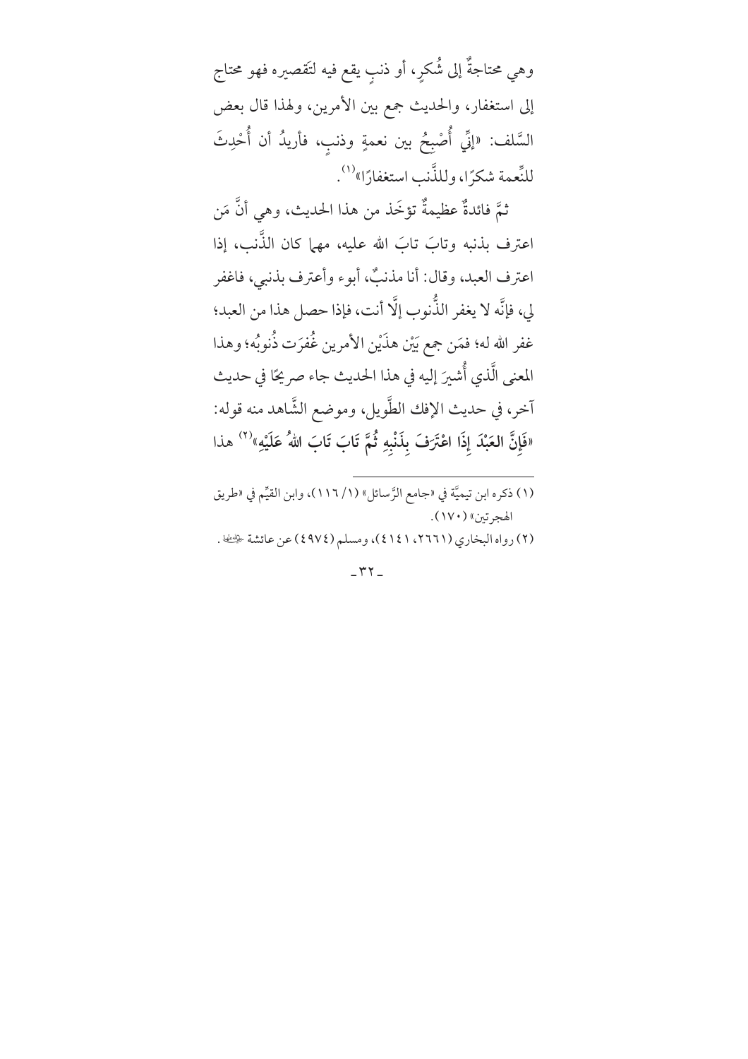وهي محتاجةٌ إلى شُكرٍ، أو ذنبٍ يقع فيه لتَقصيره فهو محتاج إلى استغفار، والحديث جمع بين الأمرين، ولهذا قال بعض السَّلف: «إنِّي أُصْبِحُ بين نعمةٍ وذنبٍ، فأريدُ أن أُحْدِثَ للنِّعمة شكرًا، وللذَّنب استغفارًا»[1].

ثمَّ فائدةٌ عظيمةٌ تؤخَذ من هذا الحديث، وهي أنَّ مَن اعترف بذنبه وتابَ تابَ الله عليه، مهما كان الذَّنب، إذا اعترف العبد، وقال: أنا مذنبٌ، أبوء وأعترف بذنبي، فاغفر لي، فإنَّه لا يغفر الذُّنوب إلَّا أنت، فإذا حصل هذا من العبد؛ غفر الله له؛ فمَن جمع بَيْن هذَيْن الأمرين غُفِرَت ذُنوبُه؛ وهذا المعنى الَّذي أُشيرَ إليه في هذا الحديث جاء صريحًا في حديث آخر، في حديث الإفك الطَّويل، وموضع الشَّاهد منه قوله: «**فَإِنَّ العَبْدَ إِذَا اعْتَرَفَ بِذَنْبِهِ ثُمَّ تَابَ تَابَ اللهُ عَلَيْهِ**»[2] هذا

---

(١) ذكره ابن تيميَّة في «جامع الرَّسائل» (١/ ١١٦)، وابن القيِّم في «طريق الهجرتين» (١٧٠).

(٢) رواه البخاري (٢٦٦١، ٤١٤١)، ومسلم (٤٩٧٤) عن عائشة رضي الله عنها.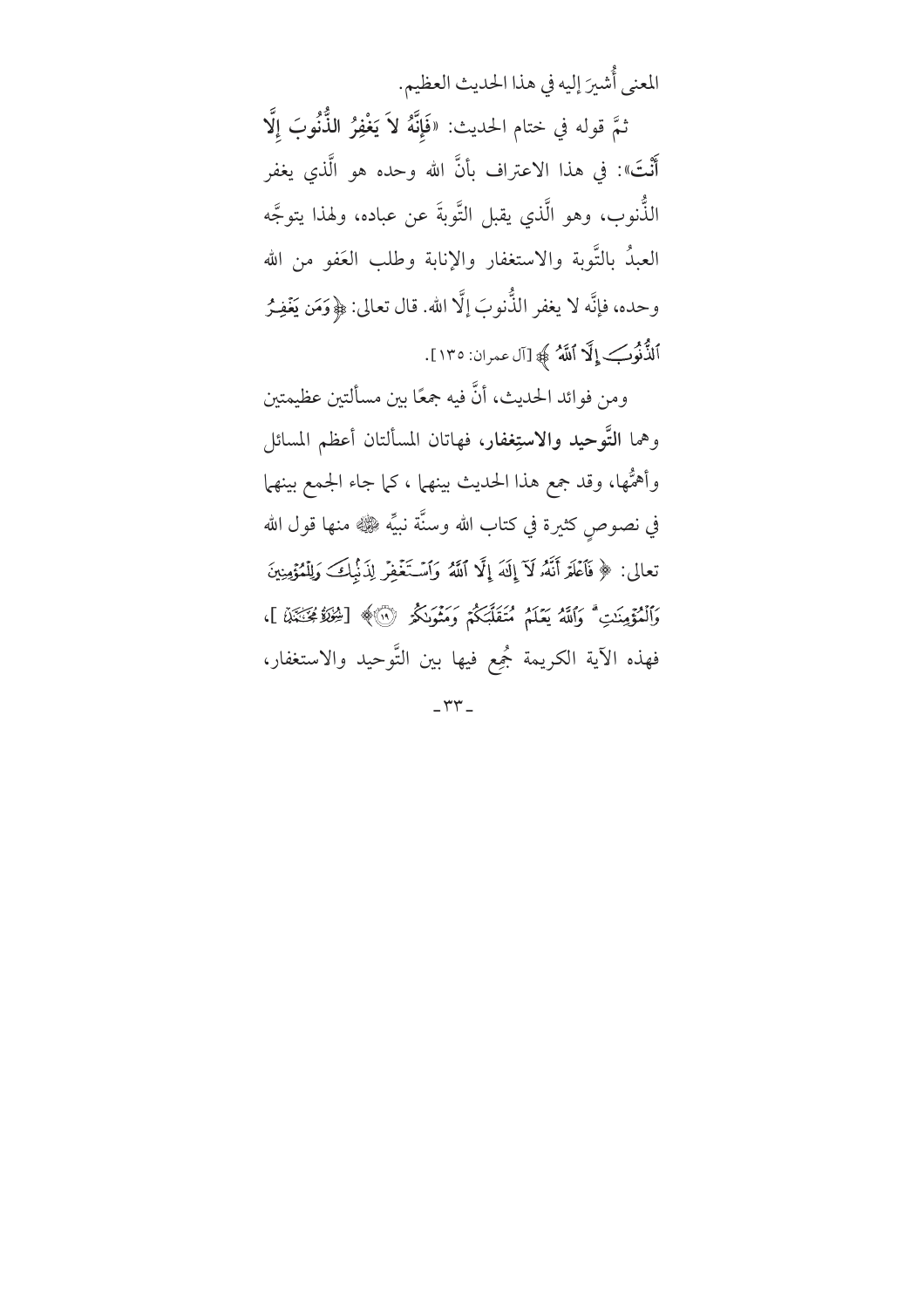المعنى أُشيرَ إليه في هذا الحديث العظيم.

ثمَّ قوله في ختام الحديث: «**فَإِنَّهُ لاَ يَغْفِرُ الذُّنُوبَ إِلَّا أَنْتَ**»: في هذا الاعتراف بأنَّ الله وحده هو الَّذي يغفر الذُّنوب، وهو الَّذي يقبل التَّوبةَ عن عباده، ولهذا يتوجَّه العبدُ بالتَّوبة والاستغفار والإنابة وطلب العَفو من الله وحده، فإنَّه لا يغفر الذُّنوبَ إلَّا الله. قال تعالى: ﴿وَمَن يَغْفِرُ ٱلذُّنُوبَ إِلَّا ٱللَّهُ﴾ [آل عمران: ١٣٥].

ومن فوائد الحديث، أنَّ فيه جمعًا بين مسألتين عظيمتين وهما **التَّوحيد والاستِغفار**، فهاتان المسألتان أعظم المسائل وأهمُّها، وقد جمع هذا الحديث بينهما ، كما جاء الجمع بينهما في نصوصٍ كثيرة في كتاب الله وسنَّة نبيِّه ﷺ منها قول الله تعالى: ﴿ فَٱعْلَمْ أَنَّهُۥ لَآ إِلَٰهَ إِلَّا ٱللَّهُ وَٱسْتَغْفِرْ لِذَنۢبِكَ وَلِلْمُؤْمِنِينَ وَٱلْمُؤْمِنَٰتِ ۗ وَٱللَّهُ يَعْلَمُ مُتَقَلَّبَكُمْ وَمَثْوَىٰكُمْ ﴿١٩﴾﴾ [سورة محمد]، فهذه الآية الكريمة جُمِع فيها بين التَّوحيد والاستغفار،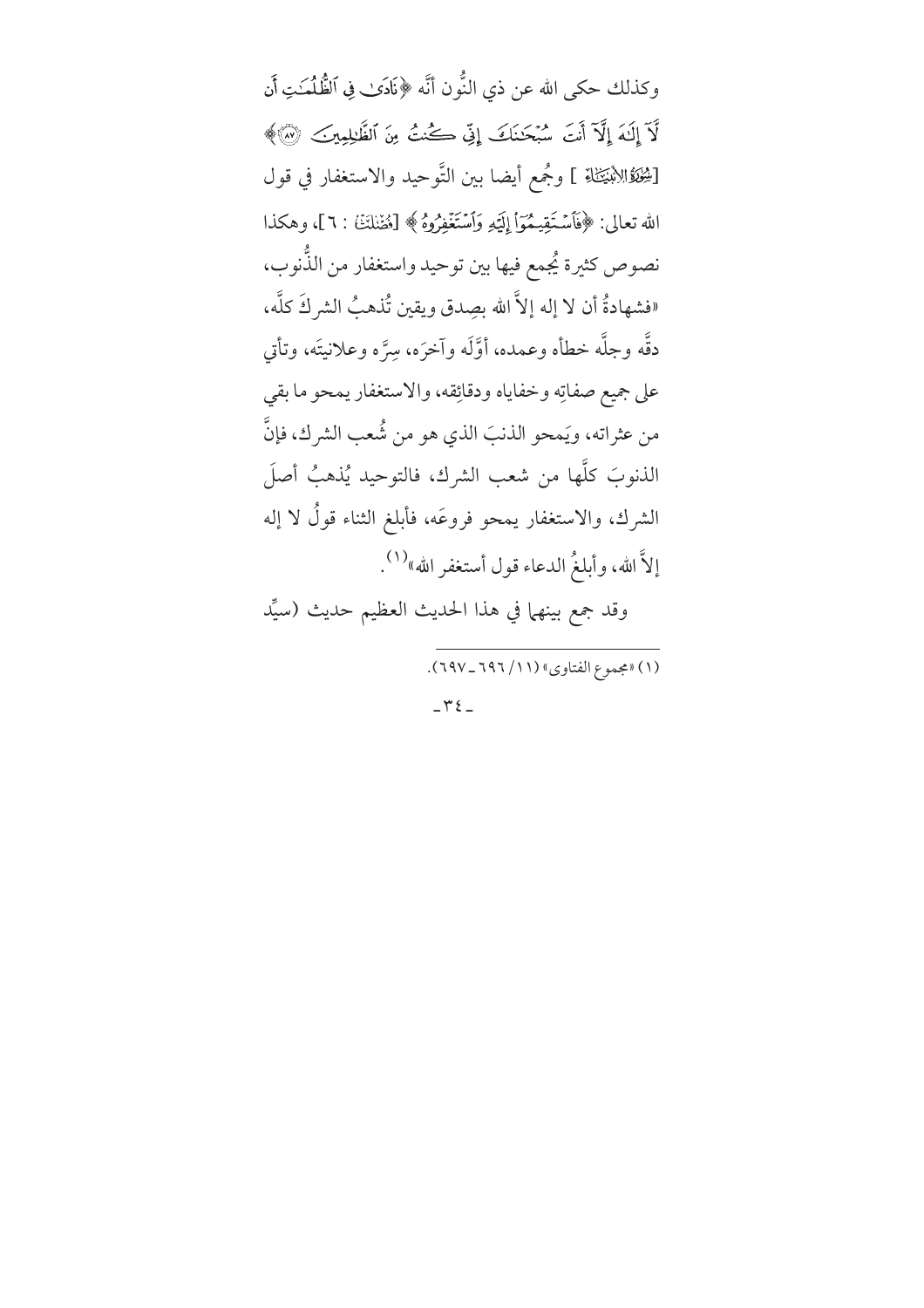وكذلك حكى الله عن ذي النُّون أنَّه ﴿نَادَىٰ فِي ٱلظُّلُمَٰتِ أَن لَّآ إِلَٰهَ إِلَّآ أَنتَ سُبْحَٰنَكَ إِنِّي كُنتُ مِنَ ٱلظَّٰلِمِينَ ۝٨٧﴾ [الأنبياء] وجُمع أيضا بين التَّوحيد والاستغفار في قول الله تعالى: ﴿فَٱسْتَقِيمُوٓاْ إِلَيْهِ وَٱسْتَغْفِرُوهُ﴾ [فصلت: ٦]، وهكذا نصوص كثيرة يُجمع فيها بين توحيد واستغفار من الذُّنوب، «فشهادةُ أن لا إله إلاَّ الله بصِدق ويقين تُذهبُ الشركَ كلَّه، دقَّه وجلَّه خطأه وعمده، أوَّلَه وآخرَه، سِرَّه وعلانيتَه، وتأتي على جميع صفاتِه وخفاياه ودقائِقه، والاستغفار يمحو ما بقي من عثراته، ويَمحو الذنبَ الذي هو من شُعب الشرك، فإنَّ الذنوبَ كلَّها من شعب الشرك، فالتوحيد يُذهبُ أصلَ الشرك، والاستغفار يمحو فروعَه، فأبلغ الثناء قولُ لا إله إلاَّ الله، وأبلغُ الدعاء قول أستغفر الله»[1].

وقد جمع بينهما في هذا الحديث العظيم حديث (سيِّد

---

(١) «مجموع الفتاوى» (١١/ ٦٩٦ ـ ٦٩٧).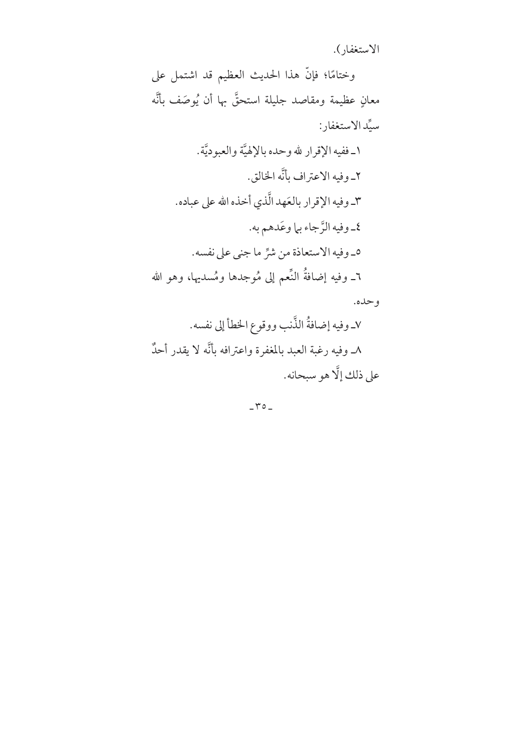الاستغفار).

وختامًا؛ فإنّ هذا الحديث العظيم قد اشتمل على معانٍ عظيمة ومقاصد جليلة استحقَّ بها أن يُوصَف بأنَّه سيِّد الاستغفار:

١ـ ففيه الإقرار لله وحده بالإلهيَّة والعبوديَّة.

٢ـ وفيه الاعتراف بأنَّه الخالق.

٣ـ وفيه الإقرار بالعَهد الَّذي أخذه الله على عباده.

٤ـ وفيه الرَّجاء بما وعَدهم به.

٥ـ وفيه الاستعاذة من شرِّ ما جنى على نفسه.

٦ـ وفيه إضافةُ النِّعم إلى مُوجدها ومُسديها، وهو الله وحده.

٧ـ وفيه إضافةُ الذَّنب ووقوع الخطأ إلى نفسه.

٨ـ وفيه رغبة العبد بالمغفرة واعترافه بأنَّه لا يقدر أحدٌ على ذلك إلَّا هو سبحانه.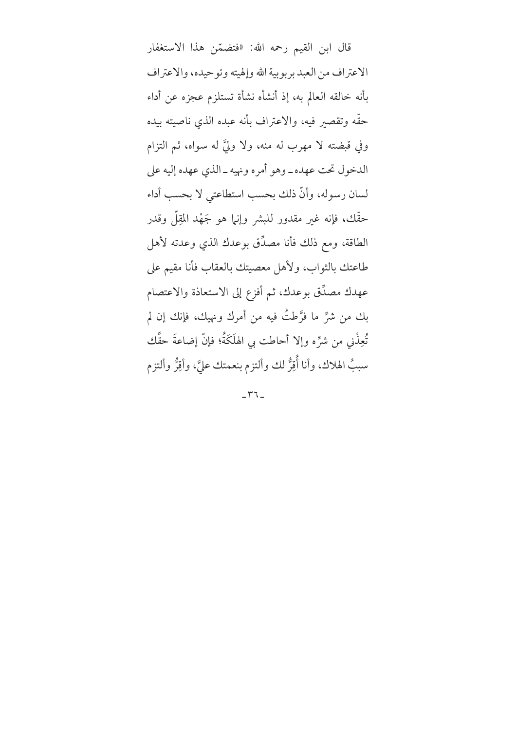قال ابن القيم رحمه الله: «فتضمّن هذا الاستغفار الاعتراف من العبد بربوبية الله وإلهيته وتوحيده، والاعتراف بأنه خالقه العالم به، إذ أنشأه نشأة تستلزم عجزه عن أداء حقّه وتقصير فيه، والاعتراف بأنه عبده الذي ناصيته بيده وفي قبضته لا مهرب له منه، ولا وليَّ له سواه، ثم التزام الدخول تحت عهده ـ وهو أمره ونهيه ـ الذي عهده إليه على لسان رسوله، وأنّ ذلك بحسب استطاعتي لا بحسب أداء حقّك، فإنه غير مقدور للبشر وإنما هو جَهْد المقِلّ وقدر الطاقة، ومع ذلك فأنا مصدِّق بوعدك الذي وعدته لأهل طاعتك بالثواب، ولأهل معصيتك بالعقاب فأنا مقيم على عهدك مصدِّق بوعدك، ثم أفزع إلى الاستعاذة والاعتصام بك من شرِّ ما فرَّطتُ فيه من أمرك ونهيك، فإنك إن لم تُعِذْني من شرِّه وإلا أحاطت بي الهَلَكَةُ؛ فإنّ إضاعةَ حقِّك سببُ الهلاك، وأنا أُقِرُّ لك وألتزم بنعمتك عليَّ، وأقِرُّ وألتزم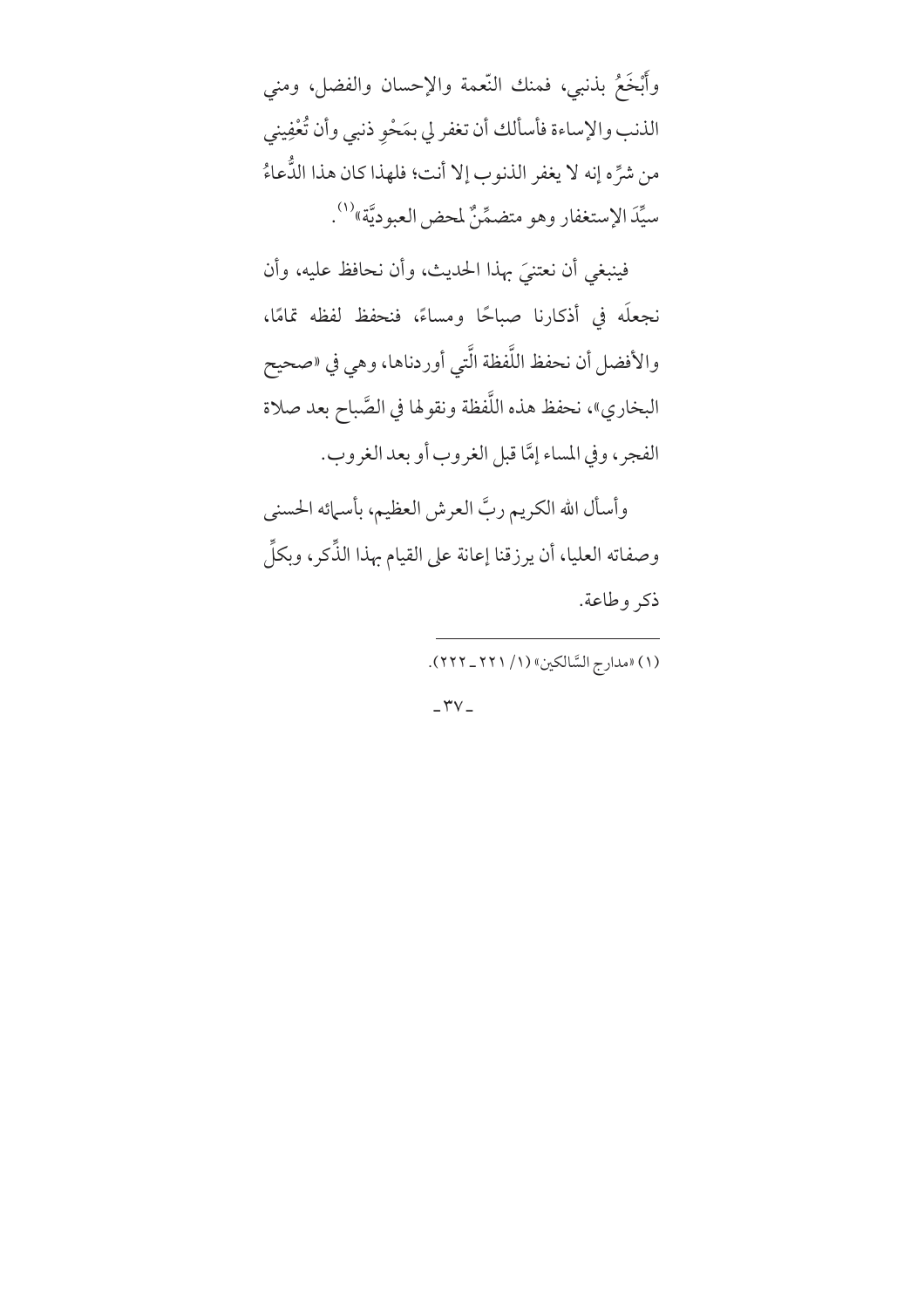وأَبْخَعُ بذنبي، فمنك النّعمة والإحسان والفضل، ومني الذنب والإساءة فأسألك أن تغفر لي بمَحْوِ ذنبي وأن تُعْفِيني من شرِّه إنه لا يغفر الذنوب إلا أنت؛ فلهذا كان هذا الدُّعاءُ سيِّدَ الإستغفار وهو متضمِّنٌ لمحض العبوديَّة»[1].

فينبغي أن نعتنيَ بهذا الحديث، وأن نحافظ عليه، وأن نجعلَه في أذكارنا صباحًا ومساءً، فنحفظ لفظه تمامًا، والأفضل أن نحفظ اللَّفظة الَّتي أوردناها، وهي في «صحيح البخاري»، نحفظ هذه اللَّفظة ونقولها في الصَّباح بعد صلاة الفجر، وفي المساء إمَّا قبل الغروب أو بعد الغروب.

وأسأل الله الكريم ربَّ العرش العظيم، بأسمائه الحسنى وصفاته العليا، أن يرزقنا إعانة على القيام بهذا الذِّكر، وبكلِّ ذكر وطاعة.

---

(١) «مدارج السَّالكين» (١/ ٢٢١ ـ ٢٢٢).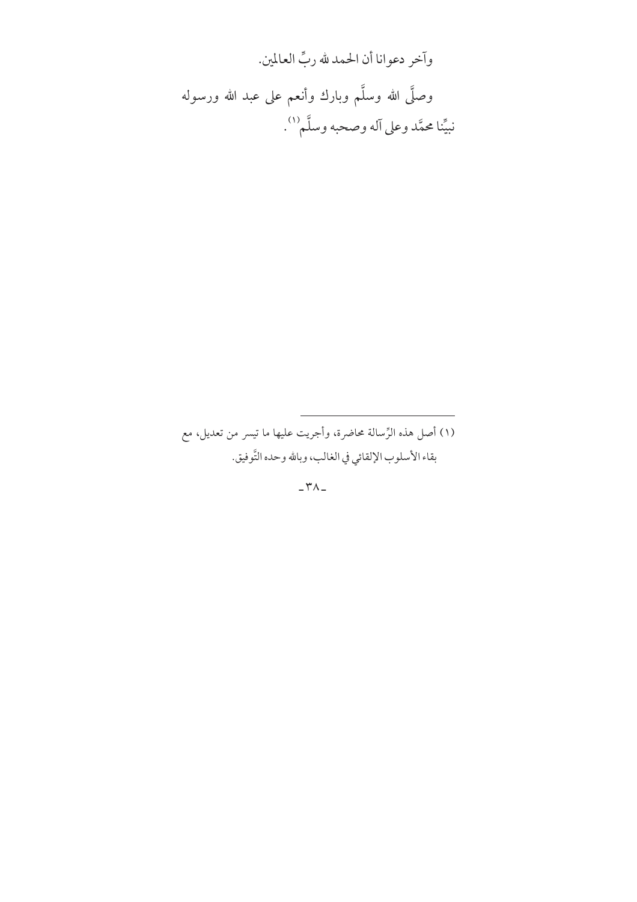وآخر دعوانا أن الحمد لله ربِّ العالمين.

وصلَّى الله وسلَّم وبارك وأنعم على عبد الله ورسوله نبيِّنا محمَّد وعلى آله وصحبه وسلَّم[1].

---

(١) أصل هذه الرِّسالة محاضرة، وأجريت عليها ما تيسر من تعديل، مع بقاء الأسلوب الإلقائي في الغالب، وبالله وحده التَّوفيق.